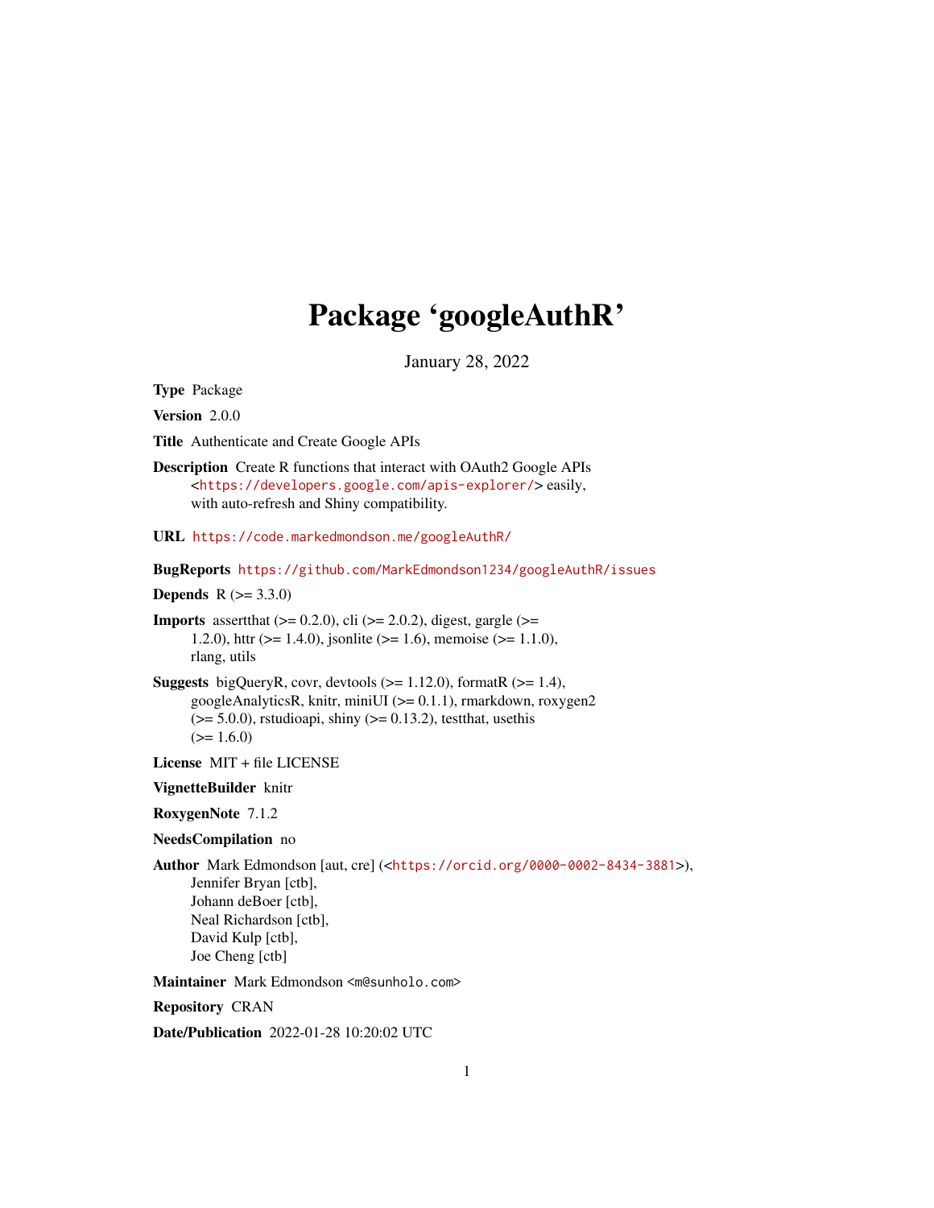# Package 'googleAuthR'

January 28, 2022

**Type** Package

**Version** 2.0.0

**Title** Authenticate and Create Google APIs

**Description** Create R functions that interact with OAuth2 Google APIs <https://developers.google.com/apis-explorer/> easily, with auto-refresh and Shiny compatibility.

**URL** https://code.markedmondson.me/googleAuthR/

**BugReports** https://github.com/MarkEdmondson1234/googleAuthR/issues

**Depends** R (>= 3.3.0)

**Imports** assertthat (>= 0.2.0), cli (>= 2.0.2), digest, gargle (>= 1.2.0), httr (>= 1.4.0), jsonlite (>= 1.6), memoise (>= 1.1.0), rlang, utils

**Suggests** bigQueryR, covr, devtools (>= 1.12.0), formatR (>= 1.4), googleAnalyticsR, knitr, miniUI (>= 0.1.1), rmarkdown, roxygen2 (>= 5.0.0), rstudioapi, shiny (>= 0.13.2), testthat, usethis (>= 1.6.0)

**License** MIT + file LICENSE

**VignetteBuilder** knitr

**RoxygenNote** 7.1.2

**NeedsCompilation** no

**Author** Mark Edmondson [aut, cre] (<https://orcid.org/0000-0002-8434-3881>), Jennifer Bryan [ctb], Johann deBoer [ctb], Neal Richardson [ctb], David Kulp [ctb], Joe Cheng [ctb]

**Maintainer** Mark Edmondson <m@sunholo.com>

**Repository** CRAN

**Date/Publication** 2022-01-28 10:20:02 UTC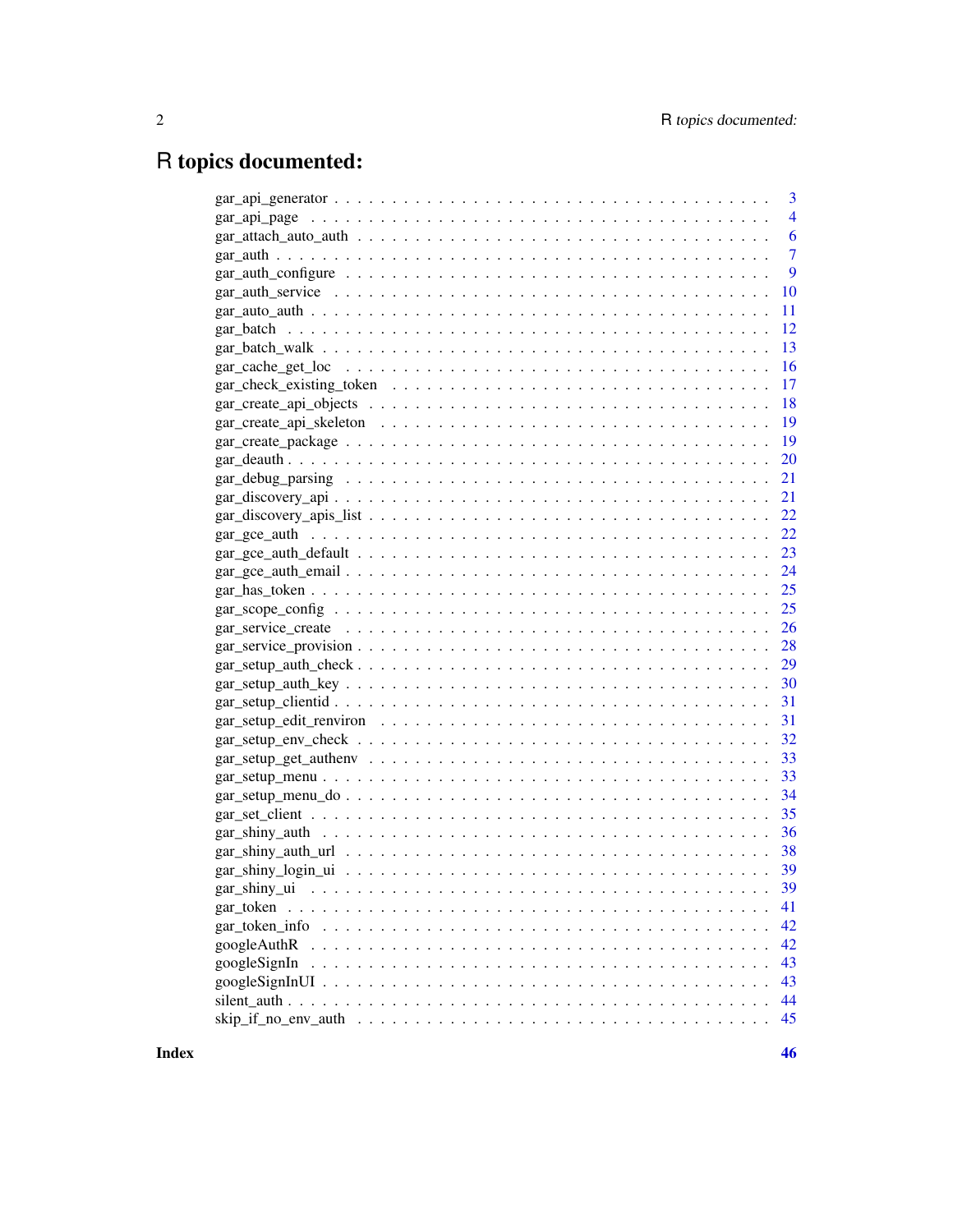# R topics documented:

| | |
|---|---|
| gar_api_generator | 3 |
| gar_api_page | 4 |
| gar_attach_auto_auth | 6 |
| gar_auth | 7 |
| gar_auth_configure | 9 |
| gar_auth_service | 10 |
| gar_auto_auth | 11 |
| gar_batch | 12 |
| gar_batch_walk | 13 |
| gar_cache_get_loc | 16 |
| gar_check_existing_token | 17 |
| gar_create_api_objects | 18 |
| gar_create_api_skeleton | 19 |
| gar_create_package | 19 |
| gar_deauth | 20 |
| gar_debug_parsing | 21 |
| gar_discovery_api | 21 |
| gar_discovery_apis_list | 22 |
| gar_gce_auth | 22 |
| gar_gce_auth_default | 23 |
| gar_gce_auth_email | 24 |
| gar_has_token | 25 |
| gar_scope_config | 25 |
| gar_service_create | 26 |
| gar_service_provision | 28 |
| gar_setup_auth_check | 29 |
| gar_setup_auth_key | 30 |
| gar_setup_clientid | 31 |
| gar_setup_edit_renviron | 31 |
| gar_setup_env_check | 32 |
| gar_setup_get_authenv | 33 |
| gar_setup_menu | 33 |
| gar_setup_menu_do | 34 |
| gar_set_client | 35 |
| gar_shiny_auth | 36 |
| gar_shiny_auth_url | 38 |
| gar_shiny_login_ui | 39 |
| gar_shiny_ui | 39 |
| gar_token | 41 |
| gar_token_info | 42 |
| googleAuthR | 42 |
| googleSignIn | 43 |
| googleSignInUI | 43 |
| silent_auth | 44 |
| skip_if_no_env_auth | 45 |

**Index** **46**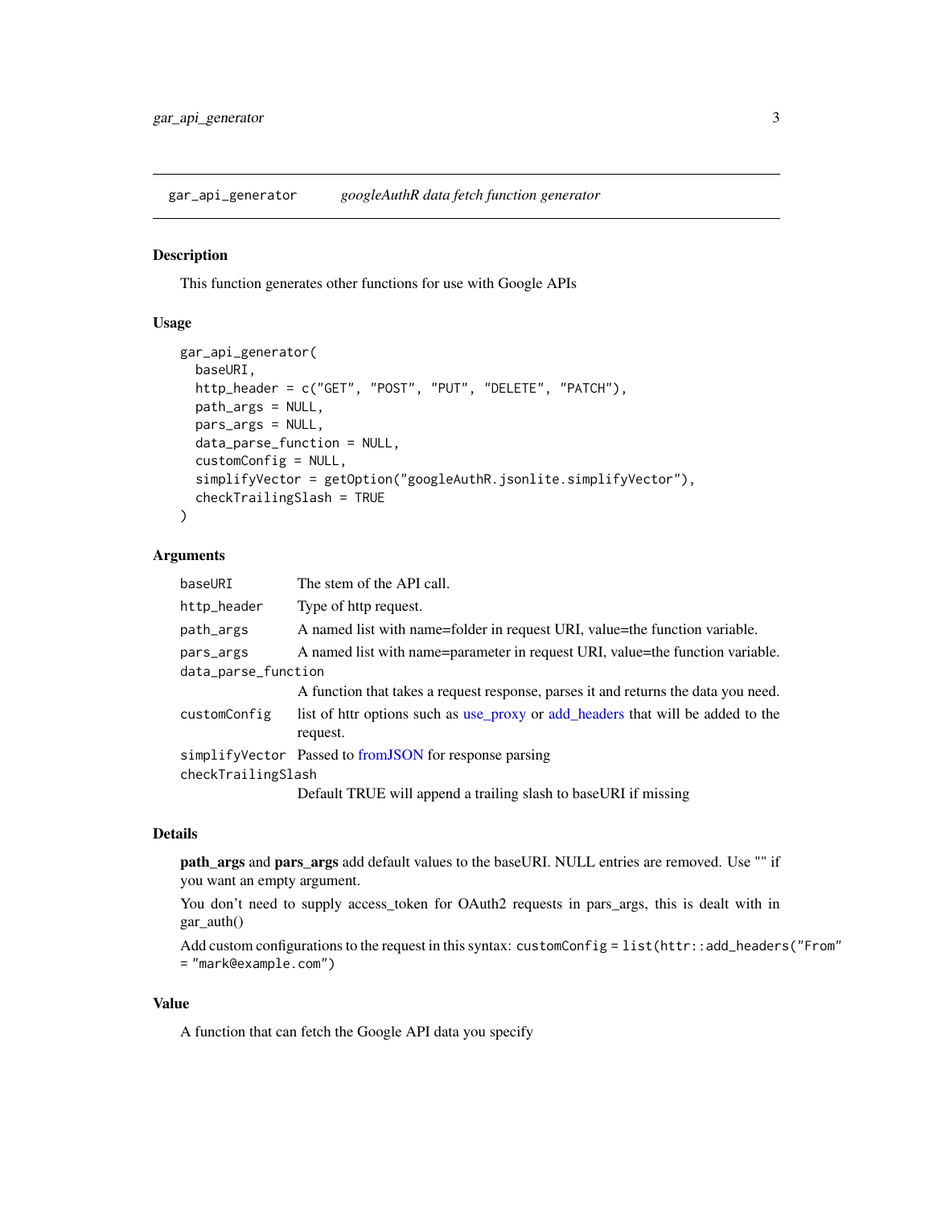gar_api_generator    *googleAuthR data fetch function generator*

## Description

This function generates other functions for use with Google APIs

## Usage

```
gar_api_generator(
  baseURI,
  http_header = c("GET", "POST", "PUT", "DELETE", "PATCH"),
  path_args = NULL,
  pars_args = NULL,
  data_parse_function = NULL,
  customConfig = NULL,
  simplifyVector = getOption("googleAuthR.jsonlite.simplifyVector"),
  checkTrailingSlash = TRUE
)
```

## Arguments

| | |
|---|---|
| baseURI | The stem of the API call. |
| http_header | Type of http request. |
| path_args | A named list with name=folder in request URI, value=the function variable. |
| pars_args | A named list with name=parameter in request URI, value=the function variable. |
| data_parse_function | A function that takes a request response, parses it and returns the data you need. |
| customConfig | list of httr options such as use_proxy or add_headers that will be added to the request. |
| simplifyVector | Passed to fromJSON for response parsing |
| checkTrailingSlash | Default TRUE will append a trailing slash to baseURI if missing |

## Details

**path_args** and **pars_args** add default values to the baseURI. NULL entries are removed. Use "" if you want an empty argument.

You don't need to supply access_token for OAuth2 requests in pars_args, this is dealt with in gar_auth()

Add custom configurations to the request in this syntax: `customConfig = list(httr::add_headers("From" = "mark@example.com")`

## Value

A function that can fetch the Google API data you specify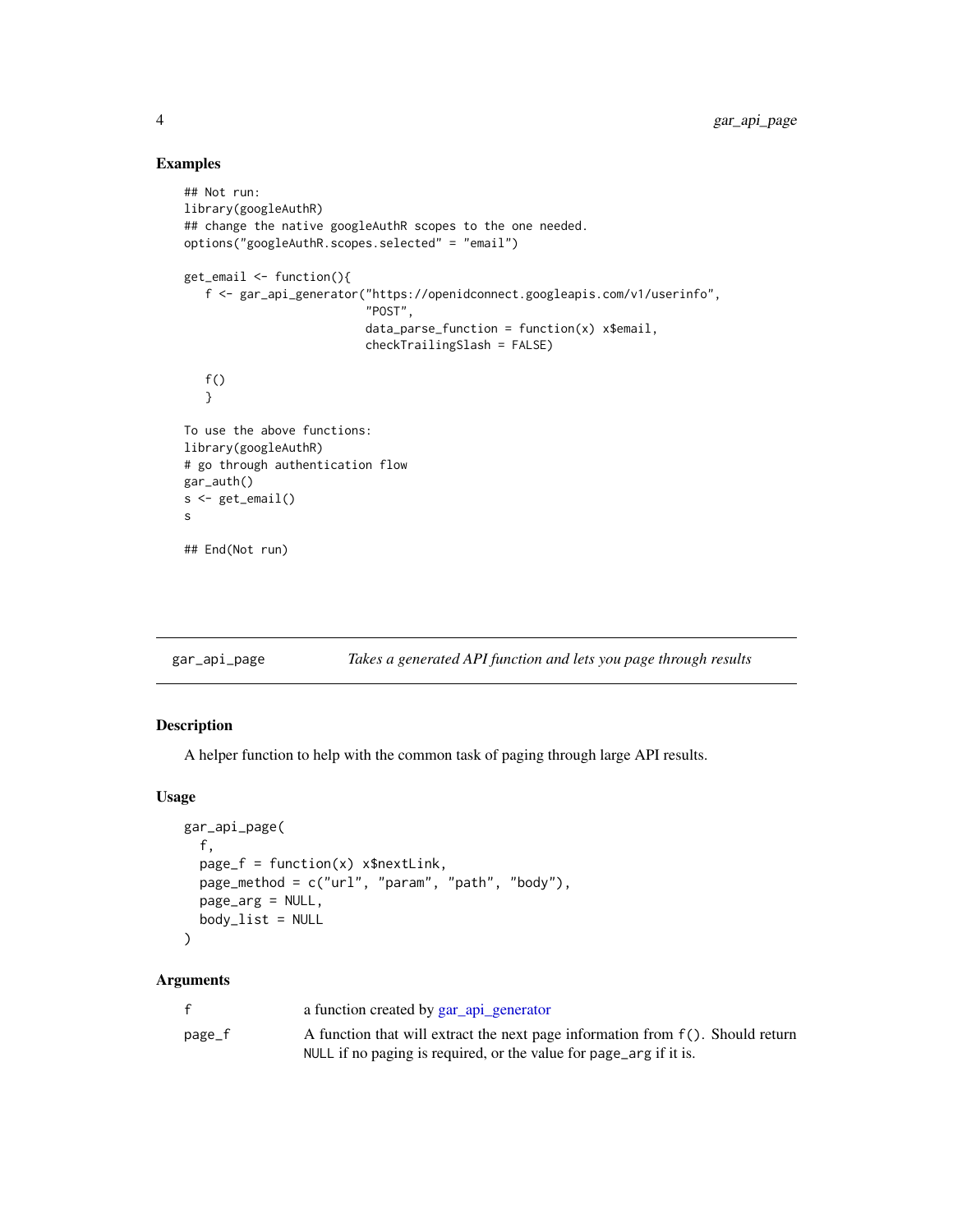## Examples

```
## Not run:
library(googleAuthR)
## change the native googleAuthR scopes to the one needed.
options("googleAuthR.scopes.selected" = "email")

get_email <- function(){
   f <- gar_api_generator("https://openidconnect.googleapis.com/v1/userinfo",
                          "POST",
                          data_parse_function = function(x) x$email,
                          checkTrailingSlash = FALSE)

   f()
   }

To use the above functions:
library(googleAuthR)
# go through authentication flow
gar_auth()
s <- get_email()
s

## End(Not run)
```

---

# gar_api_page — *Takes a generated API function and lets you page through results*

## Description

A helper function to help with the common task of paging through large API results.

## Usage

```
gar_api_page(
  f,
  page_f = function(x) x$nextLink,
  page_method = c("url", "param", "path", "body"),
  page_arg = NULL,
  body_list = NULL
)
```

## Arguments

| | |
|---|---|
| f | a function created by gar_api_generator |
| page_f | A function that will extract the next page information from `f()`. Should return `NULL` if no paging is required, or the value for `page_arg` if it is. |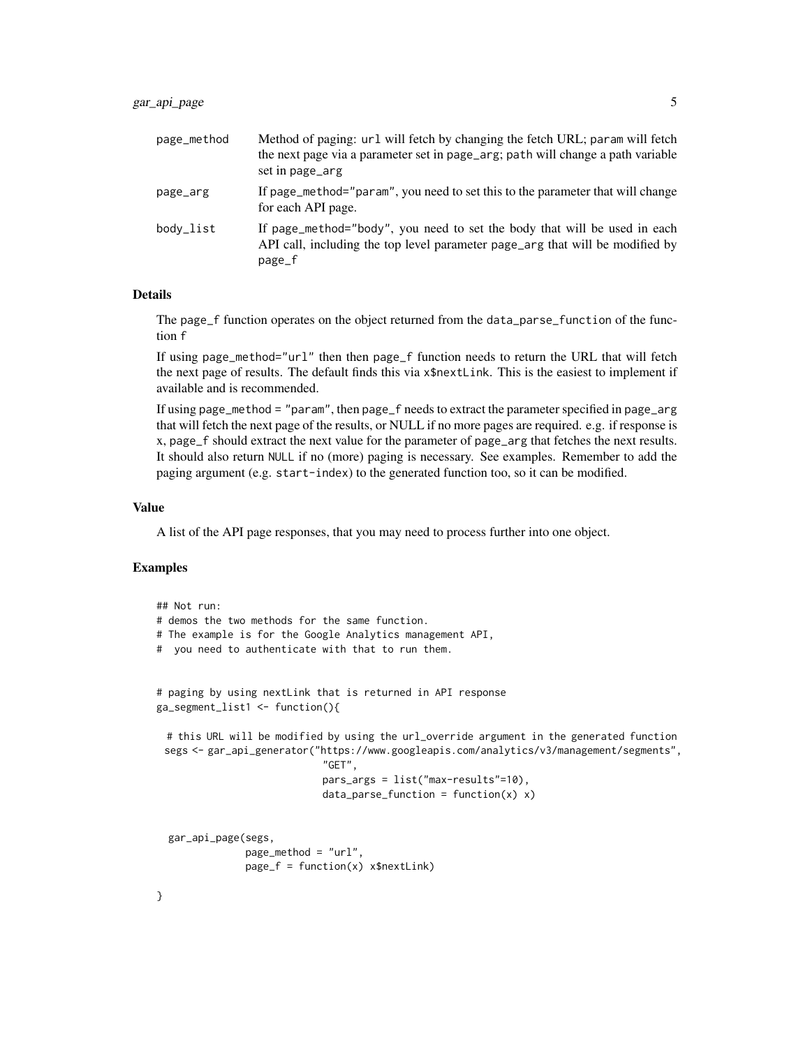| | |
|---|---|
| `page_method` | Method of paging: `url` will fetch by changing the fetch URL; `param` will fetch the next page via a parameter set in `page_arg`; `path` will change a path variable set in `page_arg` |
| `page_arg` | If `page_method="param"`, you need to set this to the parameter that will change for each API page. |
| `body_list` | If `page_method="body"`, you need to set the body that will be used in each API call, including the top level parameter `page_arg` that will be modified by `page_f` |

### Details

The `page_f` function operates on the object returned from the `data_parse_function` of the function `f`

If using `page_method="url"` then then `page_f` function needs to return the URL that will fetch the next page of results. The default finds this via `x$nextLink`. This is the easiest to implement if available and is recommended.

If using `page_method = "param"`, then `page_f` needs to extract the parameter specified in `page_arg` that will fetch the next page of the results, or NULL if no more pages are required. e.g. if response is x, `page_f` should extract the next value for the parameter of `page_arg` that fetches the next results. It should also return `NULL` if no (more) paging is necessary. See examples. Remember to add the paging argument (e.g. `start-index`) to the generated function too, so it can be modified.

### Value

A list of the API page responses, that you may need to process further into one object.

### Examples

```
## Not run:
# demos the two methods for the same function.
# The example is for the Google Analytics management API,
#  you need to authenticate with that to run them.


# paging by using nextLink that is returned in API response
ga_segment_list1 <- function(){

  # this URL will be modified by using the url_override argument in the generated function
  segs <- gar_api_generator("https://www.googleapis.com/analytics/v3/management/segments",
                            "GET",
                            pars_args = list("max-results"=10),
                            data_parse_function = function(x) x)


  gar_api_page(segs,
               page_method = "url",
               page_f = function(x) x$nextLink)

}
```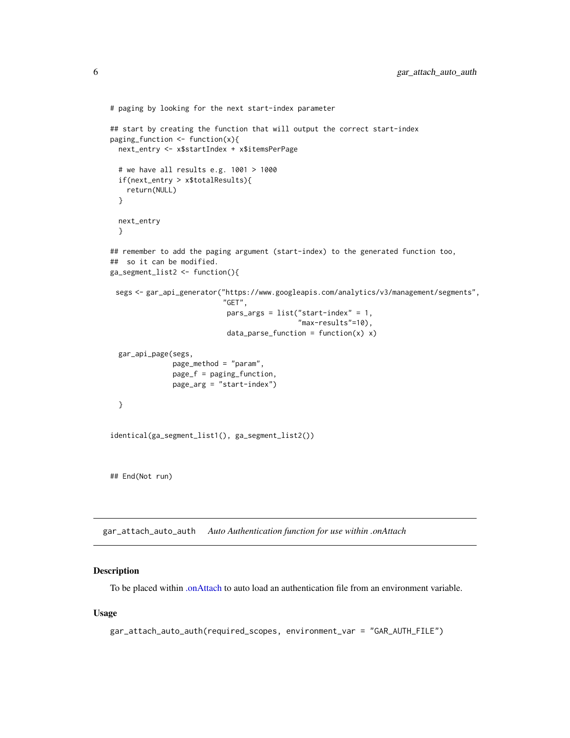```
# paging by looking for the next start-index parameter

## start by creating the function that will output the correct start-index
paging_function <- function(x){
  next_entry <- x$startIndex + x$itemsPerPage

  # we have all results e.g. 1001 > 1000
  if(next_entry > x$totalResults){
    return(NULL)
  }

  next_entry
  }

## remember to add the paging argument (start-index) to the generated function too,
##  so it can be modified.
ga_segment_list2 <- function(){

 segs <- gar_api_generator("https://www.googleapis.com/analytics/v3/management/segments",
                          "GET",
                           pars_args = list("start-index" = 1,
                                            "max-results"=10),
                           data_parse_function = function(x) x)

  gar_api_page(segs,
               page_method = "param",
               page_f = paging_function,
               page_arg = "start-index")

  }


identical(ga_segment_list1(), ga_segment_list2())



## End(Not run)
```

## gar_attach_auto_auth    *Auto Authentication function for use within .onAttach*

### Description

To be placed within .onAttach to auto load an authentication file from an environment variable.

### Usage

```
gar_attach_auto_auth(required_scopes, environment_var = "GAR_AUTH_FILE")
```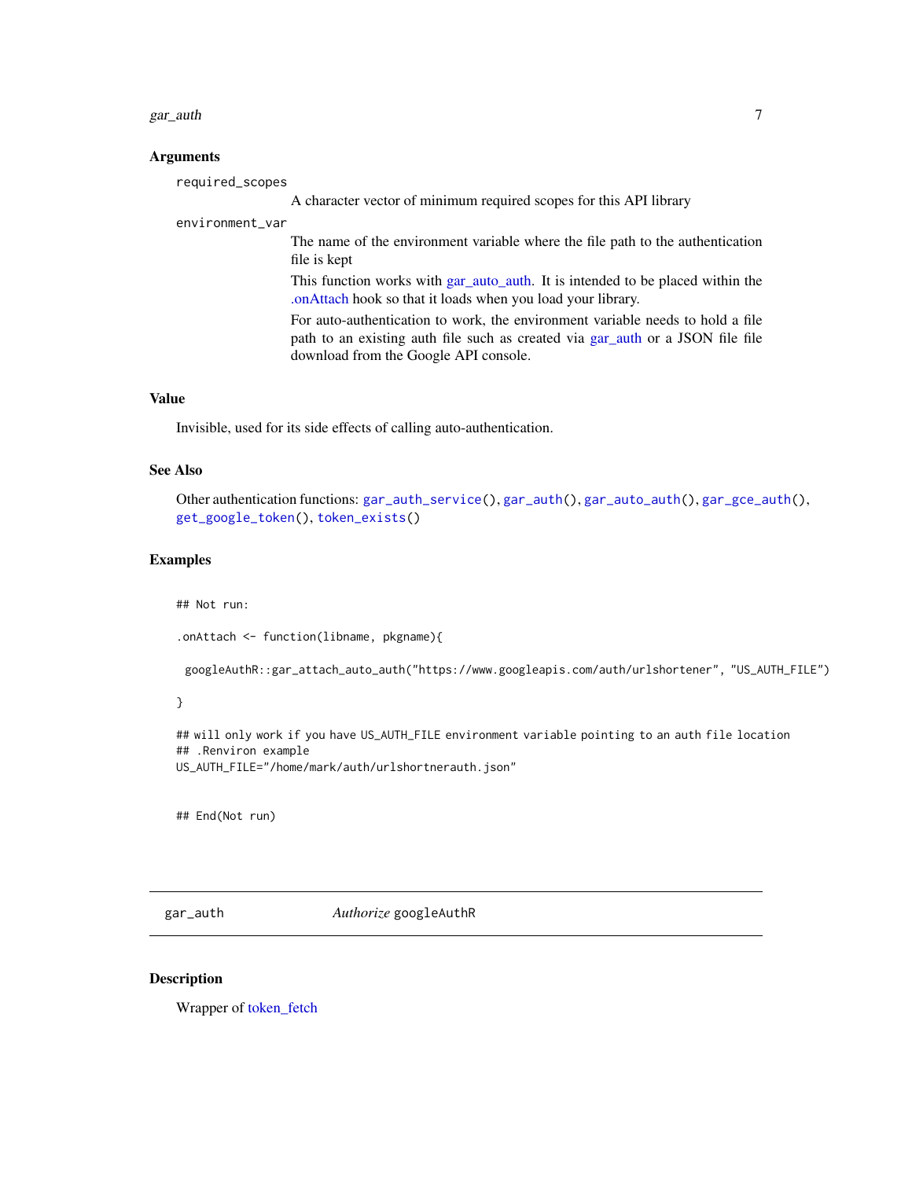## Arguments

`required_scopes`
: A character vector of minimum required scopes for this API library

`environment_var`
: The name of the environment variable where the file path to the authentication file is kept

  This function works with gar_auto_auth. It is intended to be placed within the .onAttach hook so that it loads when you load your library.

  For auto-authentication to work, the environment variable needs to hold a file path to an existing auth file such as created via gar_auth or a JSON file file download from the Google API console.

## Value

Invisible, used for its side effects of calling auto-authentication.

## See Also

Other authentication functions: `gar_auth_service()`, `gar_auth()`, `gar_auto_auth()`, `gar_gce_auth()`, `get_google_token()`, `token_exists()`

## Examples

```
## Not run:

.onAttach <- function(libname, pkgname){

  googleAuthR::gar_attach_auto_auth("https://www.googleapis.com/auth/urlshortener", "US_AUTH_FILE")

}

## will only work if you have US_AUTH_FILE environment variable pointing to an auth file location
## .Renviron example
US_AUTH_FILE="/home/mark/auth/urlshortnerauth.json"


## End(Not run)
```

---

# gar_auth — *Authorize* googleAuthR

## Description

Wrapper of token_fetch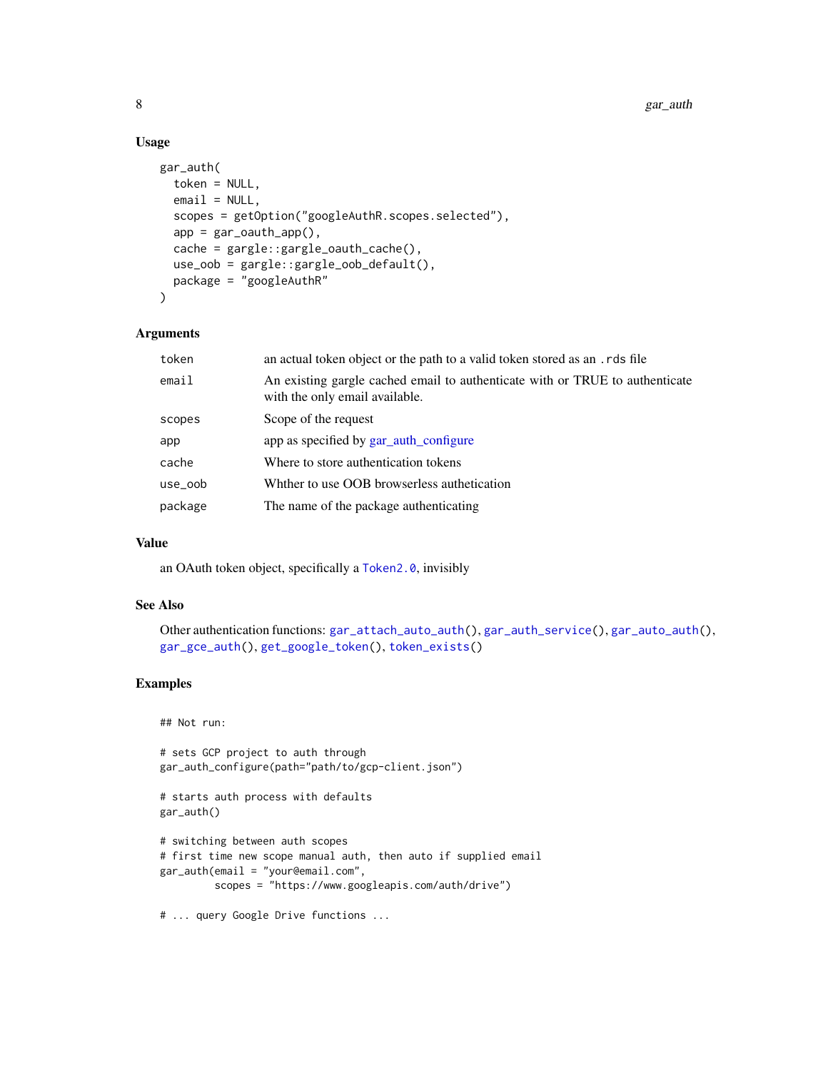### Usage

```
gar_auth(
  token = NULL,
  email = NULL,
  scopes = getOption("googleAuthR.scopes.selected"),
  app = gar_oauth_app(),
  cache = gargle::gargle_oauth_cache(),
  use_oob = gargle::gargle_oob_default(),
  package = "googleAuthR"
)
```

### Arguments

| | |
|---|---|
| `token` | an actual token object or the path to a valid token stored as an `.rds` file |
| `email` | An existing gargle cached email to authenticate with or TRUE to authenticate with the only email available. |
| `scopes` | Scope of the request |
| `app` | app as specified by gar_auth_configure |
| `cache` | Where to store authentication tokens |
| `use_oob` | Whther to use OOB browserless authetication |
| `package` | The name of the package authenticating |

### Value

an OAuth token object, specifically a `Token2.0`, invisibly

### See Also

Other authentication functions: `gar_attach_auto_auth()`, `gar_auth_service()`, `gar_auto_auth()`, `gar_gce_auth()`, `get_google_token()`, `token_exists()`

### Examples

```
## Not run:

# sets GCP project to auth through
gar_auth_configure(path="path/to/gcp-client.json")

# starts auth process with defaults
gar_auth()

# switching between auth scopes
# first time new scope manual auth, then auto if supplied email
gar_auth(email = "your@email.com",
         scopes = "https://www.googleapis.com/auth/drive")

# ... query Google Drive functions ...
```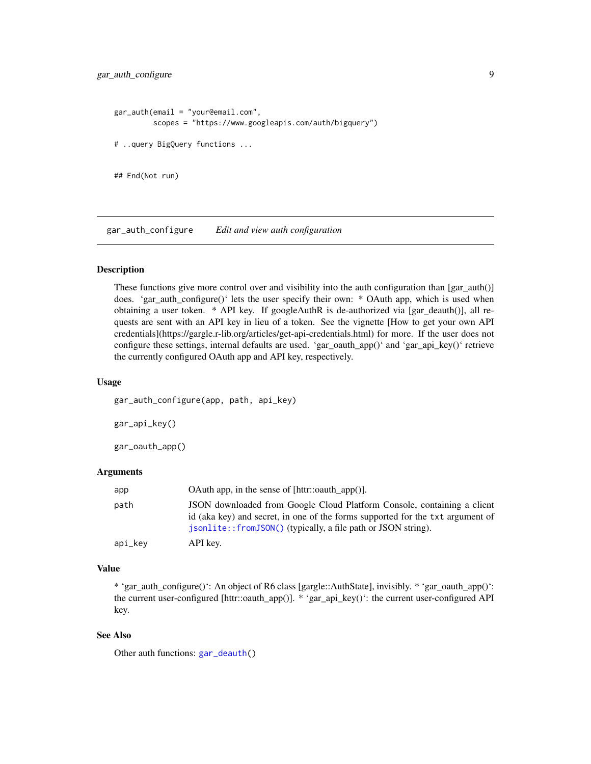```
gar_auth(email = "your@email.com",
         scopes = "https://www.googleapis.com/auth/bigquery")

# ..query BigQuery functions ...


## End(Not run)
```

## gar_auth_configure *Edit and view auth configuration*

### Description

These functions give more control over and visibility into the auth configuration than [gar_auth()] does. 'gar_auth_configure()' lets the user specify their own: * OAuth app, which is used when obtaining a user token. * API key. If googleAuthR is de-authorized via [gar_deauth()], all requests are sent with an API key in lieu of a token. See the vignette [How to get your own API credentials](https://gargle.r-lib.org/articles/get-api-credentials.html) for more. If the user does not configure these settings, internal defaults are used. 'gar_oauth_app()' and 'gar_api_key()' retrieve the currently configured OAuth app and API key, respectively.

### Usage

```
gar_auth_configure(app, path, api_key)

gar_api_key()

gar_oauth_app()
```

### Arguments

| | |
|---|---|
| app | OAuth app, in the sense of [httr::oauth_app()]. |
| path | JSON downloaded from Google Cloud Platform Console, containing a client id (aka key) and secret, in one of the forms supported for the `txt` argument of `jsonlite::fromJSON()` (typically, a file path or JSON string). |
| api_key | API key. |

### Value

* 'gar_auth_configure()': An object of R6 class [gargle::AuthState], invisibly. * 'gar_oauth_app()': the current user-configured [httr::oauth_app()]. * 'gar_api_key()': the current user-configured API key.

### See Also

Other auth functions: `gar_deauth()`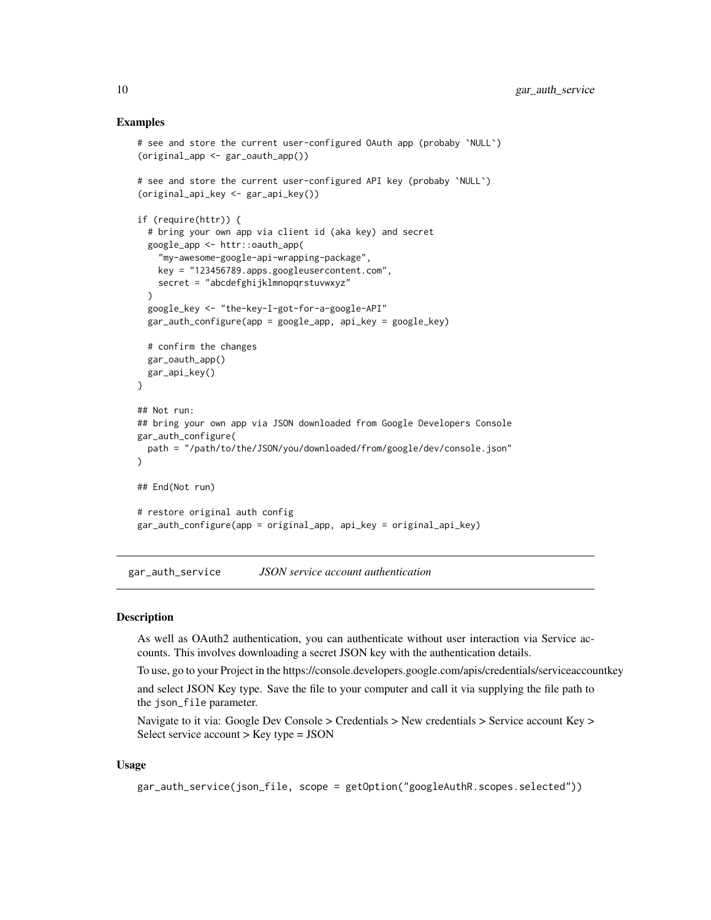### Examples

```
# see and store the current user-configured OAuth app (probaby `NULL`)
(original_app <- gar_oauth_app())

# see and store the current user-configured API key (probaby `NULL`)
(original_api_key <- gar_api_key())

if (require(httr)) {
  # bring your own app via client id (aka key) and secret
  google_app <- httr::oauth_app(
    "my-awesome-google-api-wrapping-package",
    key = "123456789.apps.googleusercontent.com",
    secret = "abcdefghijklmnopqrstuvwxyz"
  )
  google_key <- "the-key-I-got-for-a-google-API"
  gar_auth_configure(app = google_app, api_key = google_key)

  # confirm the changes
  gar_oauth_app()
  gar_api_key()
}

## Not run:
## bring your own app via JSON downloaded from Google Developers Console
gar_auth_configure(
  path = "/path/to/the/JSON/you/downloaded/from/google/dev/console.json"
)

## End(Not run)

# restore original auth config
gar_auth_configure(app = original_app, api_key = original_api_key)
```

## gar_auth_service    *JSON service account authentication*

### Description

As well as OAuth2 authentication, you can authenticate without user interaction via Service accounts. This involves downloading a secret JSON key with the authentication details.

To use, go to your Project in the https://console.developers.google.com/apis/credentials/serviceaccountkey

and select JSON Key type. Save the file to your computer and call it via supplying the file path to the `json_file` parameter.

Navigate to it via: Google Dev Console > Credentials > New credentials > Service account Key > Select service account > Key type = JSON

### Usage

```
gar_auth_service(json_file, scope = getOption("googleAuthR.scopes.selected"))
```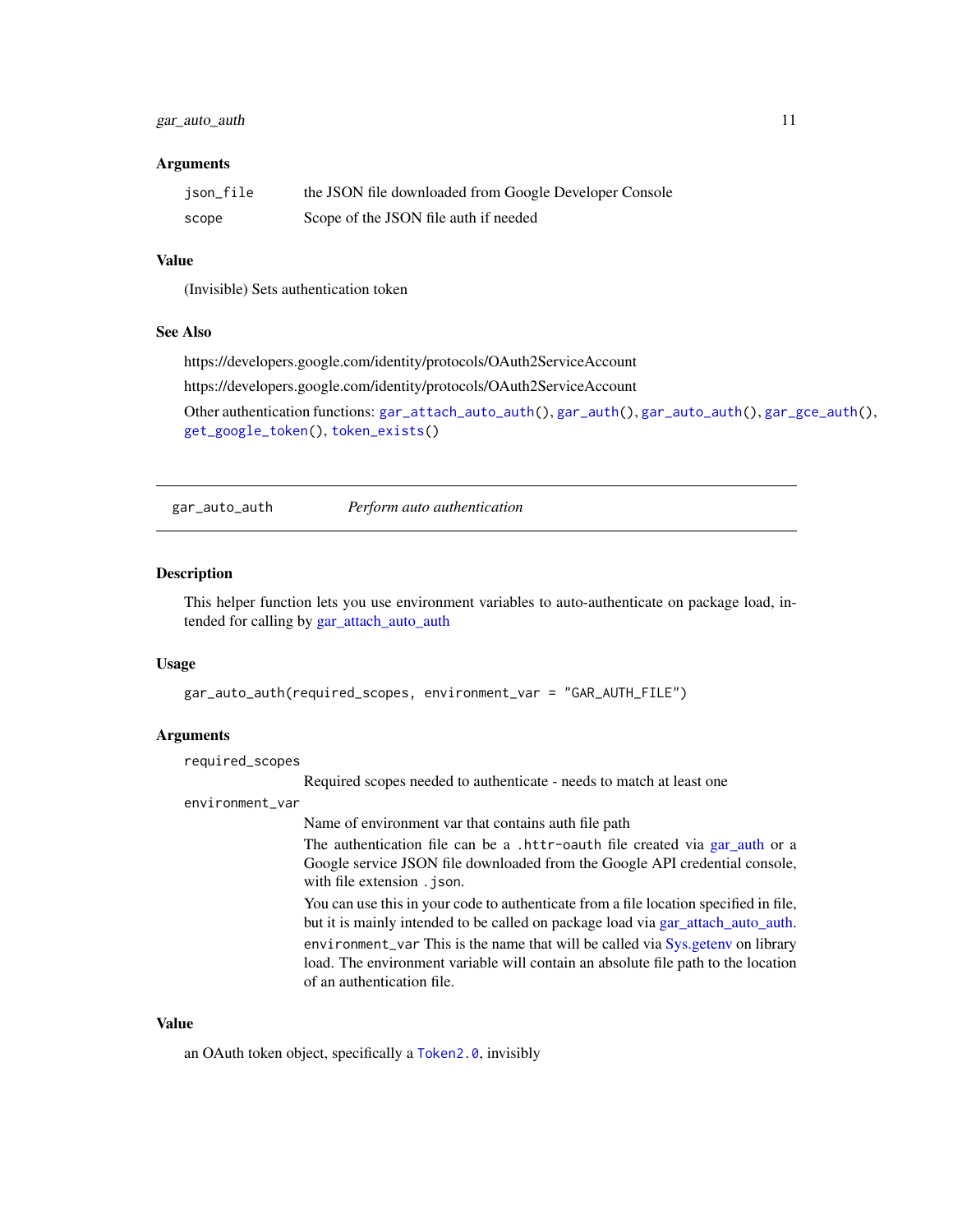### Arguments

| | |
|---|---|
| `json_file` | the JSON file downloaded from Google Developer Console |
| `scope` | Scope of the JSON file auth if needed |

### Value

(Invisible) Sets authentication token

### See Also

https://developers.google.com/identity/protocols/OAuth2ServiceAccount

https://developers.google.com/identity/protocols/OAuth2ServiceAccount

Other authentication functions: `gar_attach_auto_auth()`, `gar_auth()`, `gar_auto_auth()`, `gar_gce_auth()`, `get_google_token()`, `token_exists()`

---

## gar_auto_auth — *Perform auto authentication*

### Description

This helper function lets you use environment variables to auto-authenticate on package load, intended for calling by gar_attach_auto_auth

### Usage

```
gar_auto_auth(required_scopes, environment_var = "GAR_AUTH_FILE")
```

### Arguments

`required_scopes`
: Required scopes needed to authenticate - needs to match at least one

`environment_var`
: Name of environment var that contains auth file path

  The authentication file can be a `.httr-oauth` file created via gar_auth or a Google service JSON file downloaded from the Google API credential console, with file extension `.json`.

  You can use this in your code to authenticate from a file location specified in file, but it is mainly intended to be called on package load via gar_attach_auto_auth.

  `environment_var` This is the name that will be called via Sys.getenv on library load. The environment variable will contain an absolute file path to the location of an authentication file.

### Value

an OAuth token object, specifically a `Token2.0`, invisibly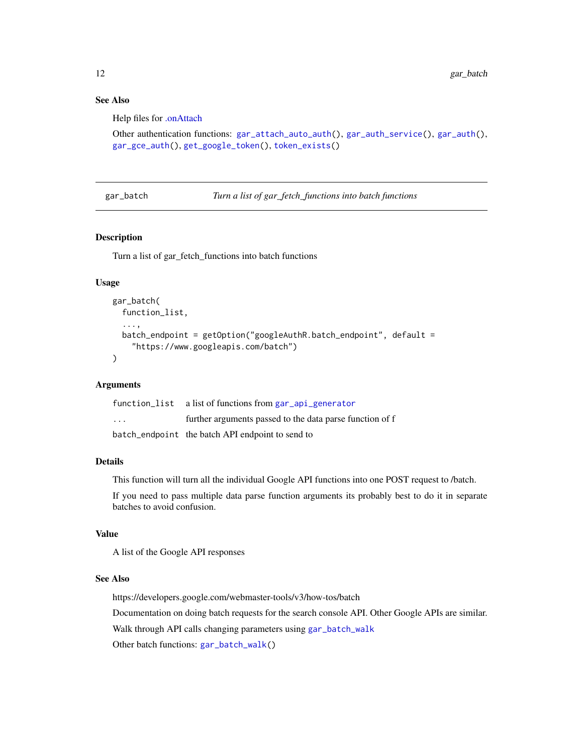## See Also

Help files for .onAttach

Other authentication functions: `gar_attach_auto_auth()`, `gar_auth_service()`, `gar_auth()`, `gar_gce_auth()`, `get_google_token()`, `token_exists()`

---

## gar_batch — *Turn a list of gar_fetch_functions into batch functions*

### Description

Turn a list of gar_fetch_functions into batch functions

### Usage

```
gar_batch(
  function_list,
  ...,
  batch_endpoint = getOption("googleAuthR.batch_endpoint", default =
    "https://www.googleapis.com/batch")
)
```

### Arguments

| | |
|---|---|
| `function_list` | a list of functions from `gar_api_generator` |
| `...` | further arguments passed to the data parse function of f |
| `batch_endpoint` | the batch API endpoint to send to |

### Details

This function will turn all the individual Google API functions into one POST request to /batch.

If you need to pass multiple data parse function arguments its probably best to do it in separate batches to avoid confusion.

### Value

A list of the Google API responses

### See Also

https://developers.google.com/webmaster-tools/v3/how-tos/batch

Documentation on doing batch requests for the search console API. Other Google APIs are similar.

Walk through API calls changing parameters using `gar_batch_walk`

Other batch functions: `gar_batch_walk()`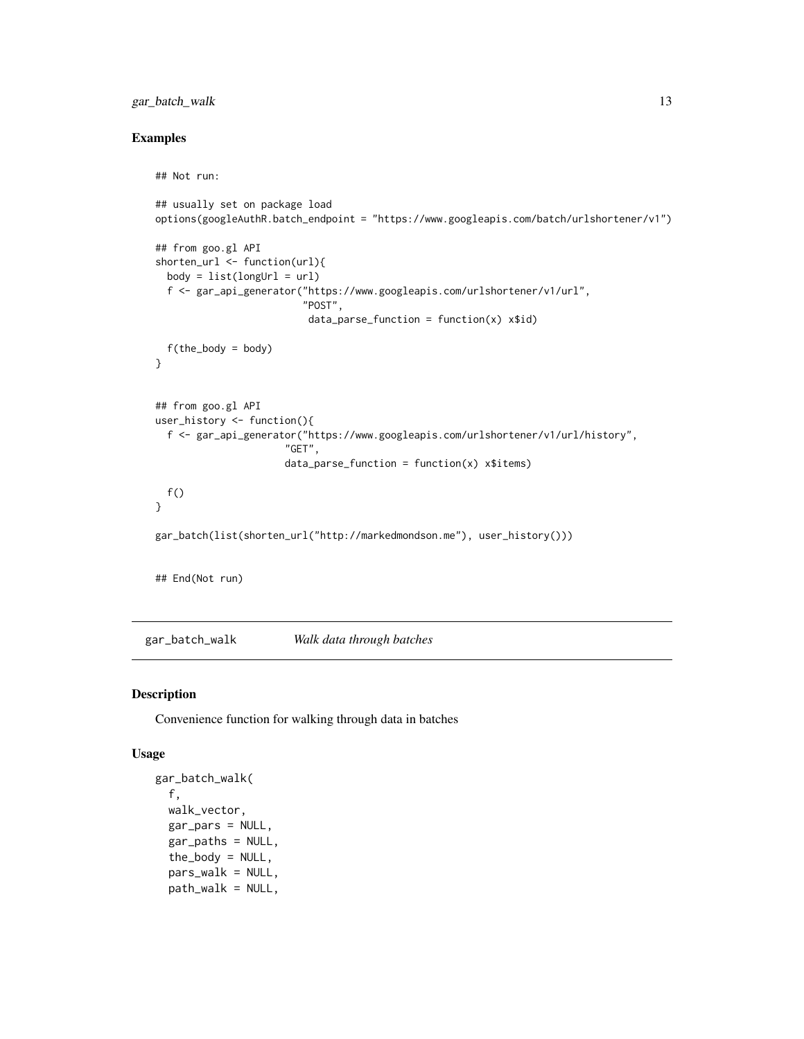## Examples

```
## Not run:

## usually set on package load
options(googleAuthR.batch_endpoint = "https://www.googleapis.com/batch/urlshortener/v1")

## from goo.gl API
shorten_url <- function(url){
  body = list(longUrl = url)
  f <- gar_api_generator("https://www.googleapis.com/urlshortener/v1/url",
                         "POST",
                          data_parse_function = function(x) x$id)

  f(the_body = body)
}


## from goo.gl API
user_history <- function(){
  f <- gar_api_generator("https://www.googleapis.com/urlshortener/v1/url/history",
                      "GET",
                      data_parse_function = function(x) x$items)

  f()
}

gar_batch(list(shorten_url("http://markedmondson.me"), user_history()))


## End(Not run)
```

---

gar_batch_walk *Walk data through batches*

---

## Description

Convenience function for walking through data in batches

## Usage

```
gar_batch_walk(
  f,
  walk_vector,
  gar_pars = NULL,
  gar_paths = NULL,
  the_body = NULL,
  pars_walk = NULL,
  path_walk = NULL,
```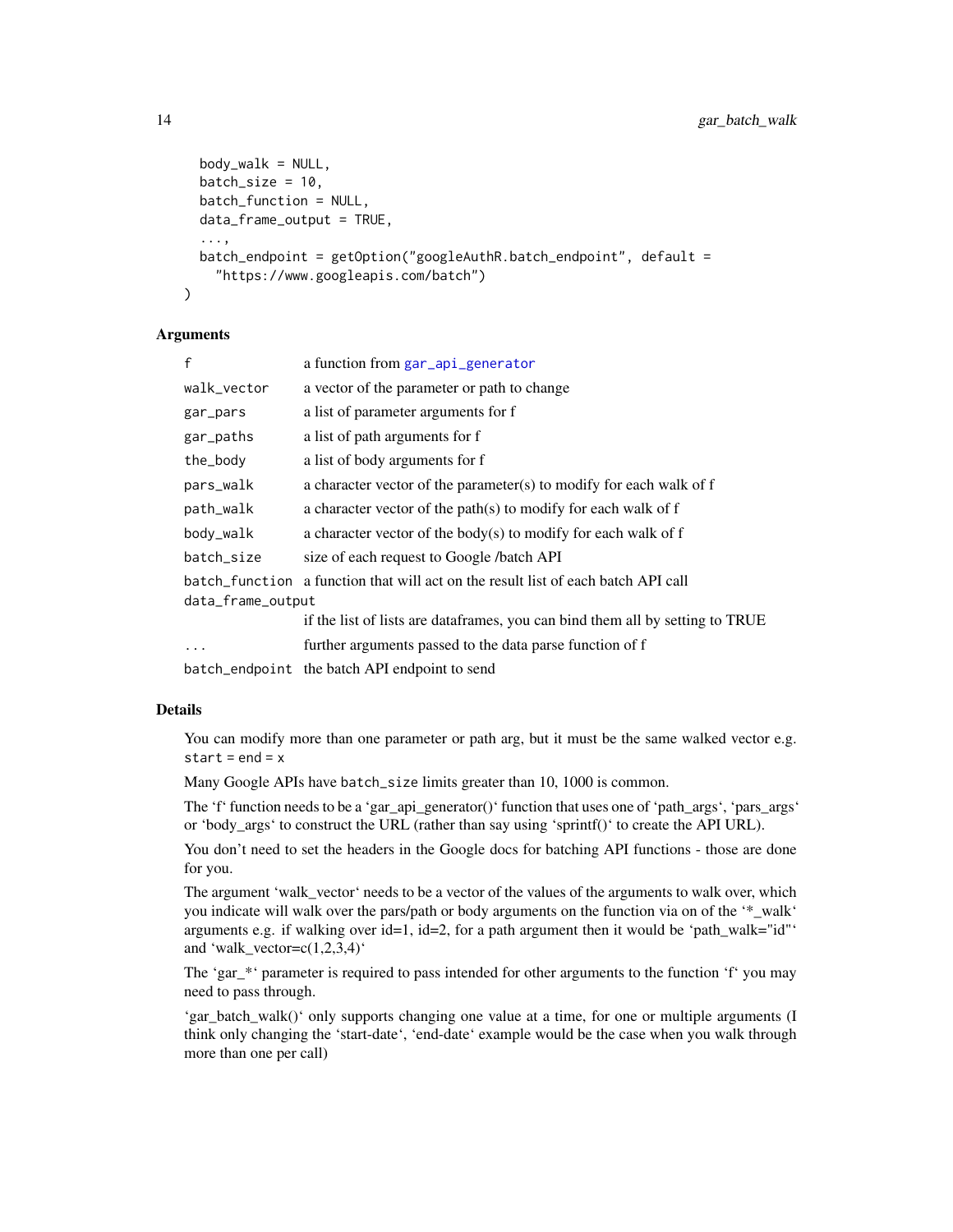```
  body_walk = NULL,
  batch_size = 10,
  batch_function = NULL,
  data_frame_output = TRUE,
  ...,
  batch_endpoint = getOption("googleAuthR.batch_endpoint", default =
    "https://www.googleapis.com/batch")
)
```

### Arguments

| | |
|---|---|
| `f` | a function from `gar_api_generator` |
| `walk_vector` | a vector of the parameter or path to change |
| `gar_pars` | a list of parameter arguments for f |
| `gar_paths` | a list of path arguments for f |
| `the_body` | a list of body arguments for f |
| `pars_walk` | a character vector of the parameter(s) to modify for each walk of f |
| `path_walk` | a character vector of the path(s) to modify for each walk of f |
| `body_walk` | a character vector of the body(s) to modify for each walk of f |
| `batch_size` | size of each request to Google /batch API |
| `batch_function` | a function that will act on the result list of each batch API call |
| `data_frame_output` | if the list of lists are dataframes, you can bind them all by setting to TRUE |
| `...` | further arguments passed to the data parse function of f |
| `batch_endpoint` | the batch API endpoint to send |

### Details

You can modify more than one parameter or path arg, but it must be the same walked vector e.g. `start = end = x`

Many Google APIs have `batch_size` limits greater than 10, 1000 is common.

The 'f' function needs to be a 'gar_api_generator()' function that uses one of 'path_args', 'pars_args' or 'body_args' to construct the URL (rather than say using 'sprintf()' to create the API URL).

You don't need to set the headers in the Google docs for batching API functions - those are done for you.

The argument 'walk_vector' needs to be a vector of the values of the arguments to walk over, which you indicate will walk over the pars/path or body arguments on the function via on of the '*_walk' arguments e.g. if walking over id=1, id=2, for a path argument then it would be 'path_walk="id"' and 'walk_vector=c(1,2,3,4)'

The 'gar_*' parameter is required to pass intended for other arguments to the function 'f' you may need to pass through.

'gar_batch_walk()' only supports changing one value at a time, for one or multiple arguments (I think only changing the 'start-date', 'end-date' example would be the case when you walk through more than one per call)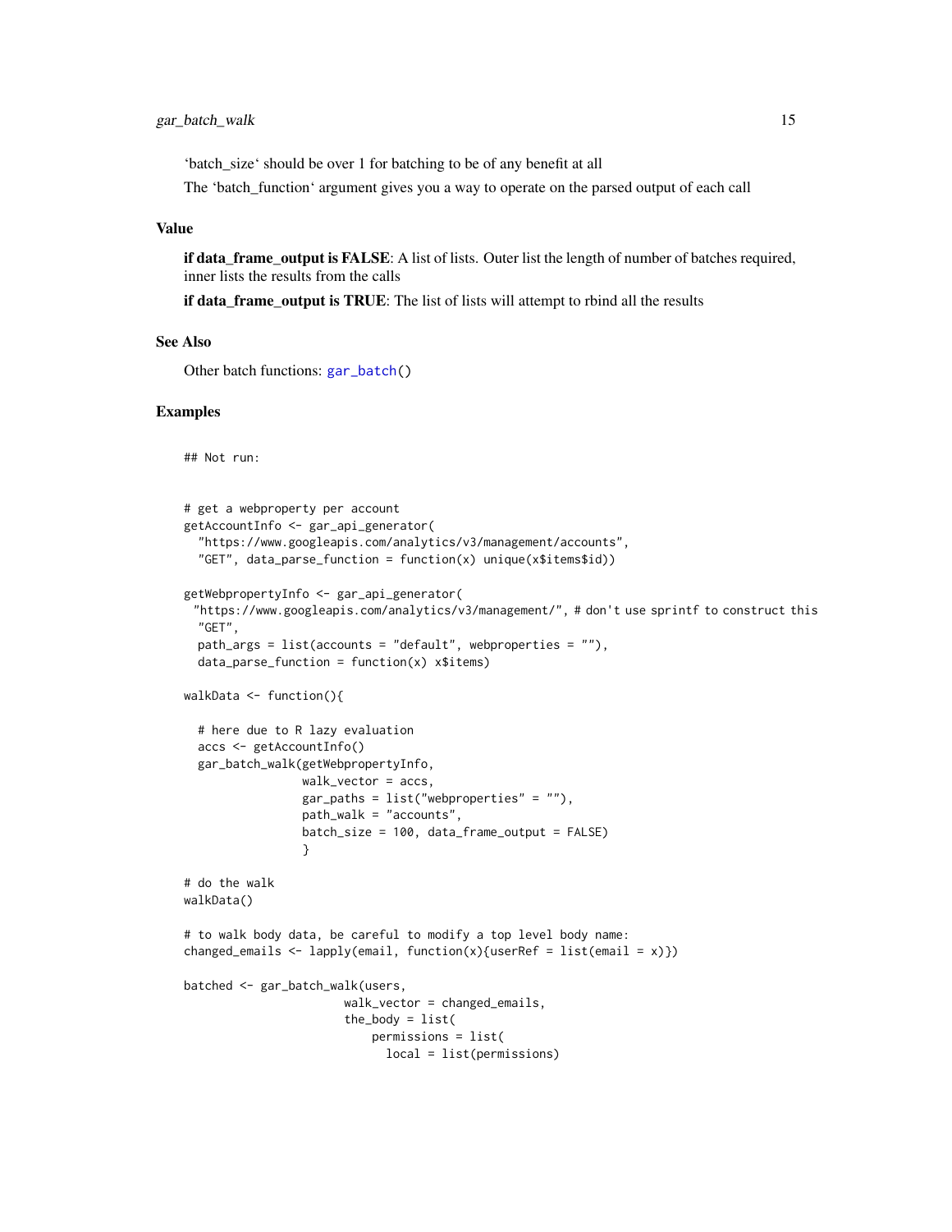'batch_size' should be over 1 for batching to be of any benefit at all

The 'batch_function' argument gives you a way to operate on the parsed output of each call

## Value

**if data_frame_output is FALSE**: A list of lists. Outer list the length of number of batches required, inner lists the results from the calls

**if data_frame_output is TRUE**: The list of lists will attempt to rbind all the results

## See Also

Other batch functions: `gar_batch()`

## Examples

```
## Not run:


# get a webproperty per account
getAccountInfo <- gar_api_generator(
  "https://www.googleapis.com/analytics/v3/management/accounts",
  "GET", data_parse_function = function(x) unique(x$items$id))

getWebpropertyInfo <- gar_api_generator(
 "https://www.googleapis.com/analytics/v3/management/", # don't use sprintf to construct this
  "GET",
  path_args = list(accounts = "default", webproperties = ""),
  data_parse_function = function(x) x$items)

walkData <- function(){

  # here due to R lazy evaluation
  accs <- getAccountInfo()
  gar_batch_walk(getWebpropertyInfo,
                 walk_vector = accs,
                 gar_paths = list("webproperties" = ""),
                 path_walk = "accounts",
                 batch_size = 100, data_frame_output = FALSE)
                 }

# do the walk
walkData()

# to walk body data, be careful to modify a top level body name:
changed_emails <- lapply(email, function(x){userRef = list(email = x)})

batched <- gar_batch_walk(users,
                       walk_vector = changed_emails,
                       the_body = list(
                           permissions = list(
                             local = list(permissions)
```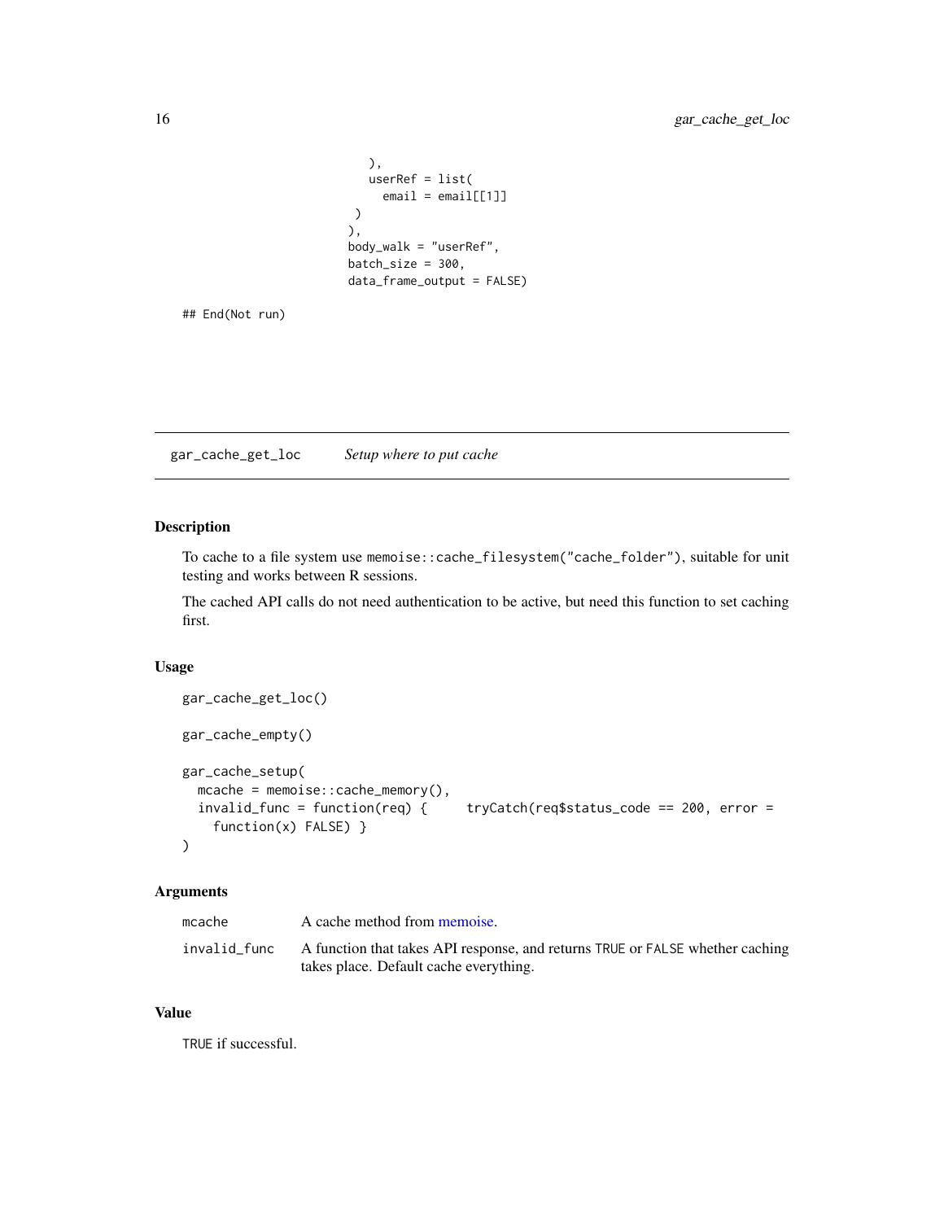```
                        ),
                        userRef = list(
                          email = email[[1]]
                        )
                      ),
                      body_walk = "userRef",
                      batch_size = 300,
                      data_frame_output = FALSE)

## End(Not run)
```

---

## gar_cache_get_loc    *Setup where to put cache*

---

### Description

To cache to a file system use memoise::cache_filesystem("cache_folder"), suitable for unit testing and works between R sessions.

The cached API calls do not need authentication to be active, but need this function to set caching first.

### Usage

```
gar_cache_get_loc()

gar_cache_empty()

gar_cache_setup(
  mcache = memoise::cache_memory(),
  invalid_func = function(req) {     tryCatch(req$status_code == 200, error =
    function(x) FALSE) }
)
```

### Arguments

| | |
|---|---|
| mcache | A cache method from memoise. |
| invalid_func | A function that takes API response, and returns TRUE or FALSE whether caching takes place. Default cache everything. |

### Value

TRUE if successful.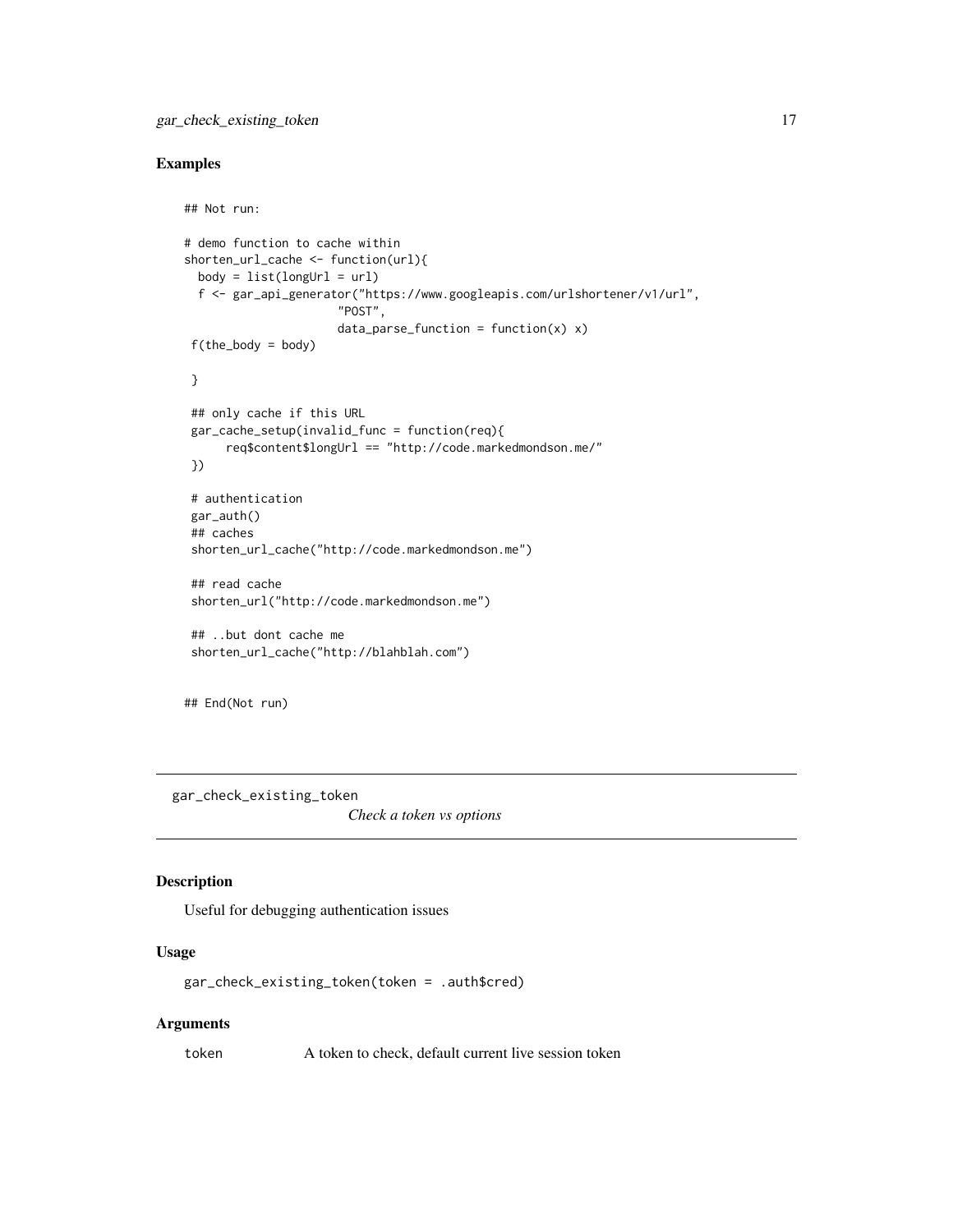## Examples

```
## Not run:

# demo function to cache within
shorten_url_cache <- function(url){
  body = list(longUrl = url)
  f <- gar_api_generator("https://www.googleapis.com/urlshortener/v1/url",
                      "POST",
                      data_parse_function = function(x) x)
 f(the_body = body)

 }

 ## only cache if this URL
 gar_cache_setup(invalid_func = function(req){
      req$content$longUrl == "http://code.markedmondson.me/"
 })

 # authentication
 gar_auth()
 ## caches
 shorten_url_cache("http://code.markedmondson.me")

 ## read cache
 shorten_url("http://code.markedmondson.me")

 ## ..but dont cache me
 shorten_url_cache("http://blahblah.com")


## End(Not run)
```

---

`gar_check_existing_token` &nbsp;&nbsp;&nbsp; *Check a token vs options*

---

## Description

Useful for debugging authentication issues

## Usage

```
gar_check_existing_token(token = .auth$cred)
```

## Arguments

| | |
|---|---|
| `token` | A token to check, default current live session token |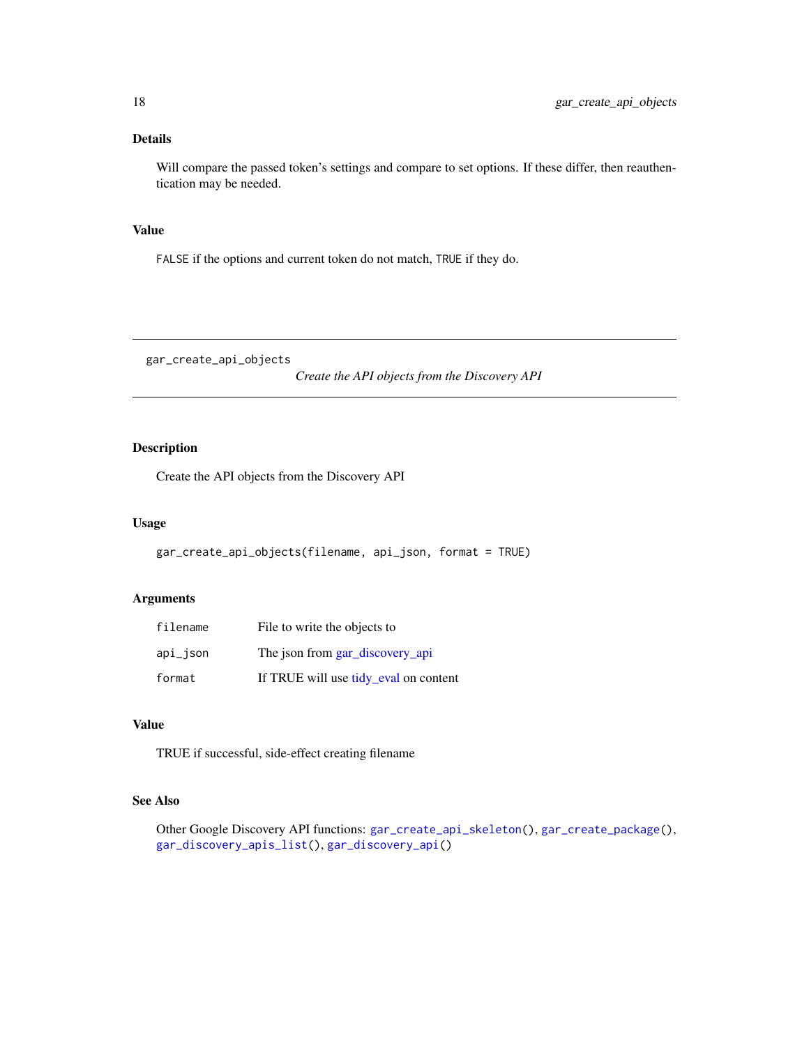### Details

Will compare the passed token's settings and compare to set options. If these differ, then reauthentication may be needed.

### Value

`FALSE` if the options and current token do not match, `TRUE` if they do.

---

## gar_create_api_objects

*Create the API objects from the Discovery API*

---

### Description

Create the API objects from the Discovery API

### Usage

```
gar_create_api_objects(filename, api_json, format = TRUE)
```

### Arguments

| | |
|---|---|
| `filename` | File to write the objects to |
| `api_json` | The json from gar_discovery_api |
| `format` | If TRUE will use tidy_eval on content |

### Value

TRUE if successful, side-effect creating filename

### See Also

Other Google Discovery API functions: `gar_create_api_skeleton()`, `gar_create_package()`, `gar_discovery_apis_list()`, `gar_discovery_api()`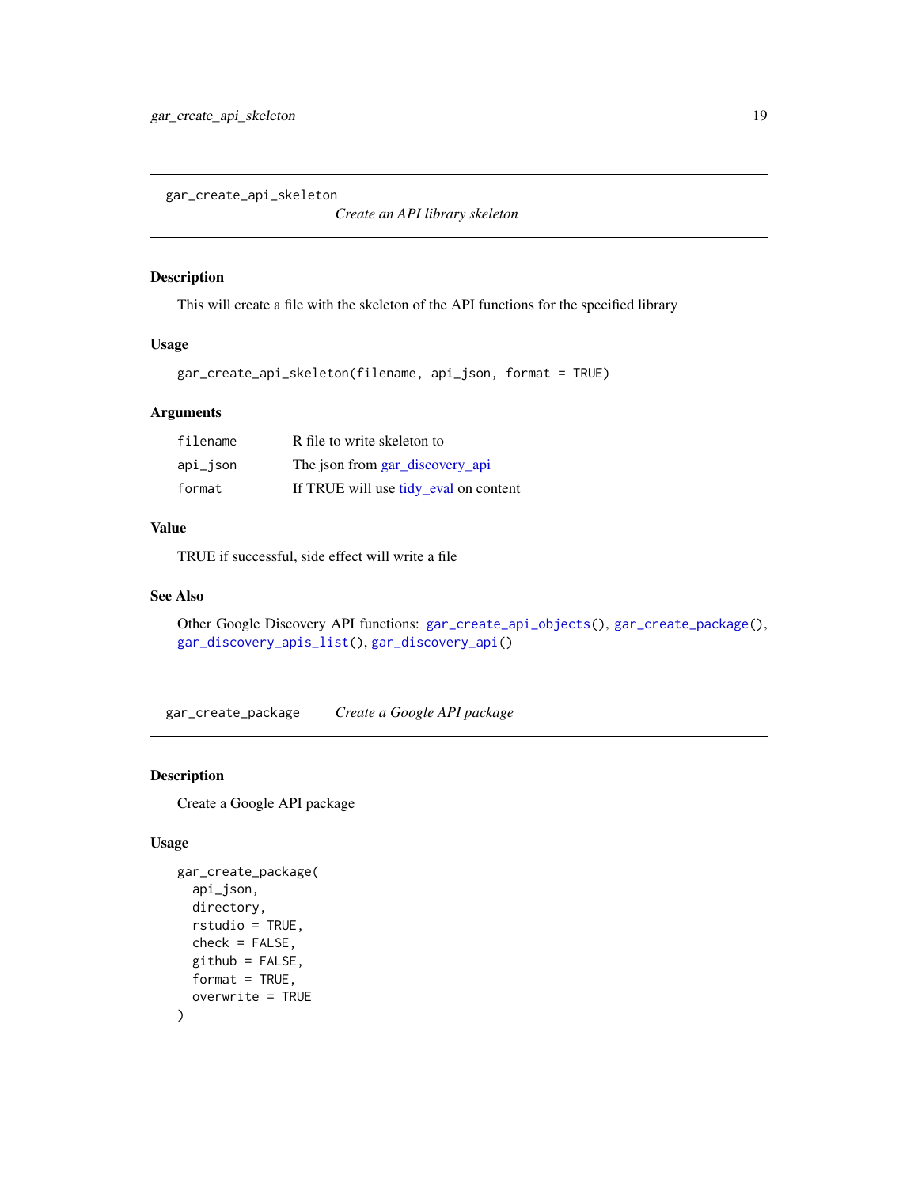## gar_create_api_skeleton

*Create an API library skeleton*

### Description

This will create a file with the skeleton of the API functions for the specified library

### Usage

```
gar_create_api_skeleton(filename, api_json, format = TRUE)
```

### Arguments

| | |
|---|---|
| filename | R file to write skeleton to |
| api_json | The json from gar_discovery_api |
| format | If TRUE will use tidy_eval on content |

### Value

TRUE if successful, side effect will write a file

### See Also

Other Google Discovery API functions: `gar_create_api_objects()`, `gar_create_package()`, `gar_discovery_apis_list()`, `gar_discovery_api()`

## gar_create_package

*Create a Google API package*

### Description

Create a Google API package

### Usage

```
gar_create_package(
  api_json,
  directory,
  rstudio = TRUE,
  check = FALSE,
  github = FALSE,
  format = TRUE,
  overwrite = TRUE
)
```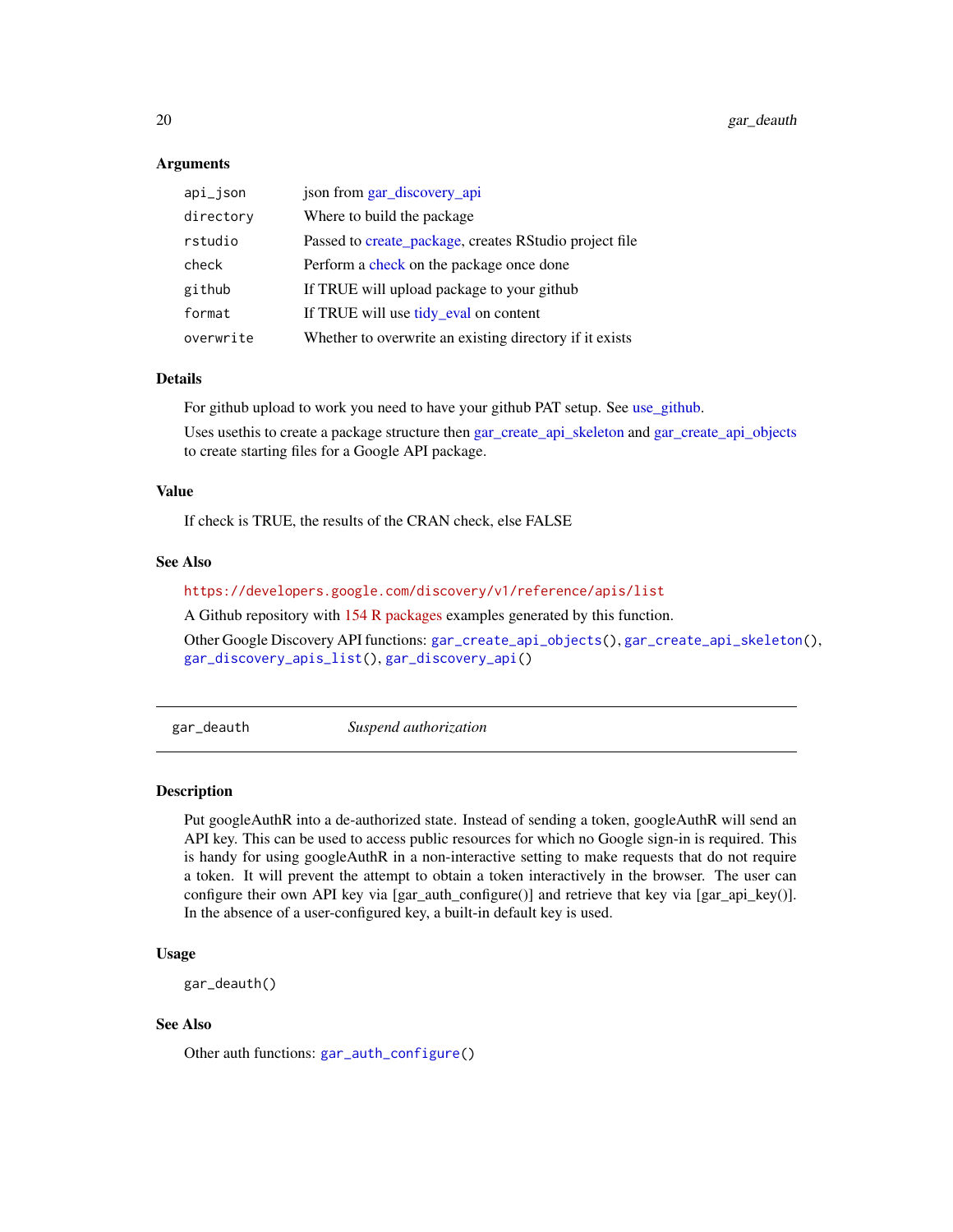### Arguments

| | |
|---|---|
| `api_json` | json from gar_discovery_api |
| `directory` | Where to build the package |
| `rstudio` | Passed to create_package, creates RStudio project file |
| `check` | Perform a check on the package once done |
| `github` | If TRUE will upload package to your github |
| `format` | If TRUE will use tidy_eval on content |
| `overwrite` | Whether to overwrite an existing directory if it exists |

### Details

For github upload to work you need to have your github PAT setup. See use_github.

Uses usethis to create a package structure then gar_create_api_skeleton and gar_create_api_objects to create starting files for a Google API package.

### Value

If check is TRUE, the results of the CRAN check, else FALSE

### See Also

https://developers.google.com/discovery/v1/reference/apis/list

A Github repository with 154 R packages examples generated by this function.

Other Google Discovery API functions: `gar_create_api_objects()`, `gar_create_api_skeleton()`, `gar_discovery_apis_list()`, `gar_discovery_api()`

---

## gar_deauth — *Suspend authorization*

### Description

Put googleAuthR into a de-authorized state. Instead of sending a token, googleAuthR will send an API key. This can be used to access public resources for which no Google sign-in is required. This is handy for using googleAuthR in a non-interactive setting to make requests that do not require a token. It will prevent the attempt to obtain a token interactively in the browser. The user can configure their own API key via [gar_auth_configure()] and retrieve that key via [gar_api_key()]. In the absence of a user-configured key, a built-in default key is used.

### Usage

```
gar_deauth()
```

### See Also

Other auth functions: `gar_auth_configure()`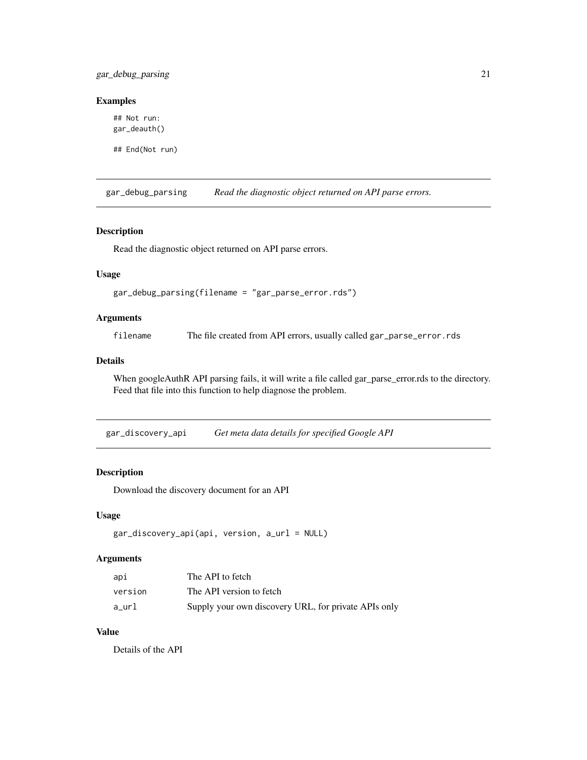### Examples

```
## Not run:
gar_deauth()

## End(Not run)
```

## gar_debug_parsing    *Read the diagnostic object returned on API parse errors.*

### Description

Read the diagnostic object returned on API parse errors.

### Usage

```
gar_debug_parsing(filename = "gar_parse_error.rds")
```

### Arguments

| | |
|---|---|
| filename | The file created from API errors, usually called `gar_parse_error.rds` |

### Details

When googleAuthR API parsing fails, it will write a file called gar_parse_error.rds to the directory. Feed that file into this function to help diagnose the problem.

## gar_discovery_api    *Get meta data details for specified Google API*

### Description

Download the discovery document for an API

### Usage

```
gar_discovery_api(api, version, a_url = NULL)
```

### Arguments

| | |
|---|---|
| api | The API to fetch |
| version | The API version to fetch |
| a_url | Supply your own discovery URL, for private APIs only |

### Value

Details of the API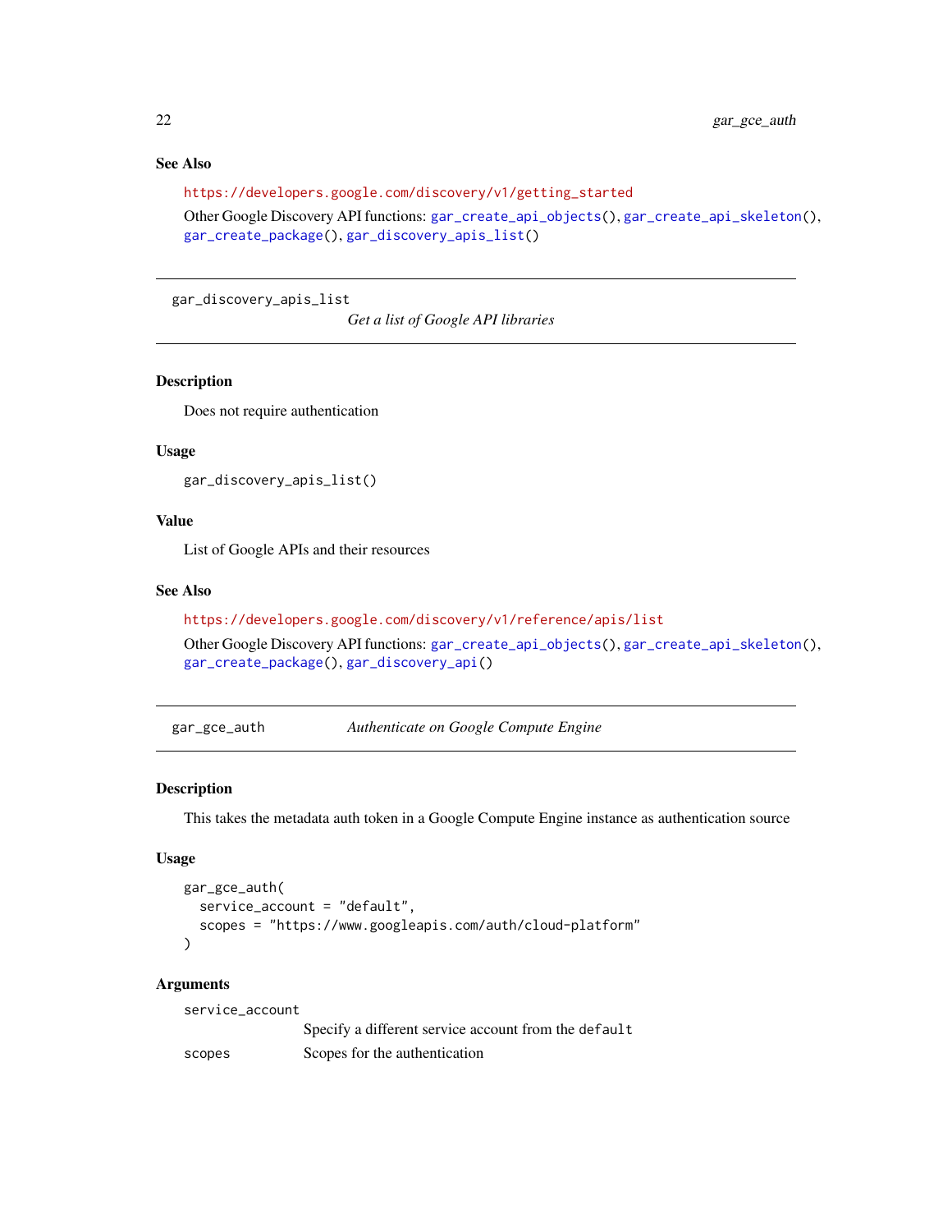## See Also

https://developers.google.com/discovery/v1/getting_started

Other Google Discovery API functions: gar_create_api_objects(), gar_create_api_skeleton(), gar_create_package(), gar_discovery_apis_list()

---

# gar_discovery_apis_list    *Get a list of Google API libraries*

## Description

Does not require authentication

## Usage

```
gar_discovery_apis_list()
```

## Value

List of Google APIs and their resources

## See Also

https://developers.google.com/discovery/v1/reference/apis/list

Other Google Discovery API functions: gar_create_api_objects(), gar_create_api_skeleton(), gar_create_package(), gar_discovery_api()

---

# gar_gce_auth    *Authenticate on Google Compute Engine*

## Description

This takes the metadata auth token in a Google Compute Engine instance as authentication source

## Usage

```
gar_gce_auth(
  service_account = "default",
  scopes = "https://www.googleapis.com/auth/cloud-platform"
)
```

## Arguments

| | |
|---|---|
| service_account | Specify a different service account from the `default` |
| scopes | Scopes for the authentication |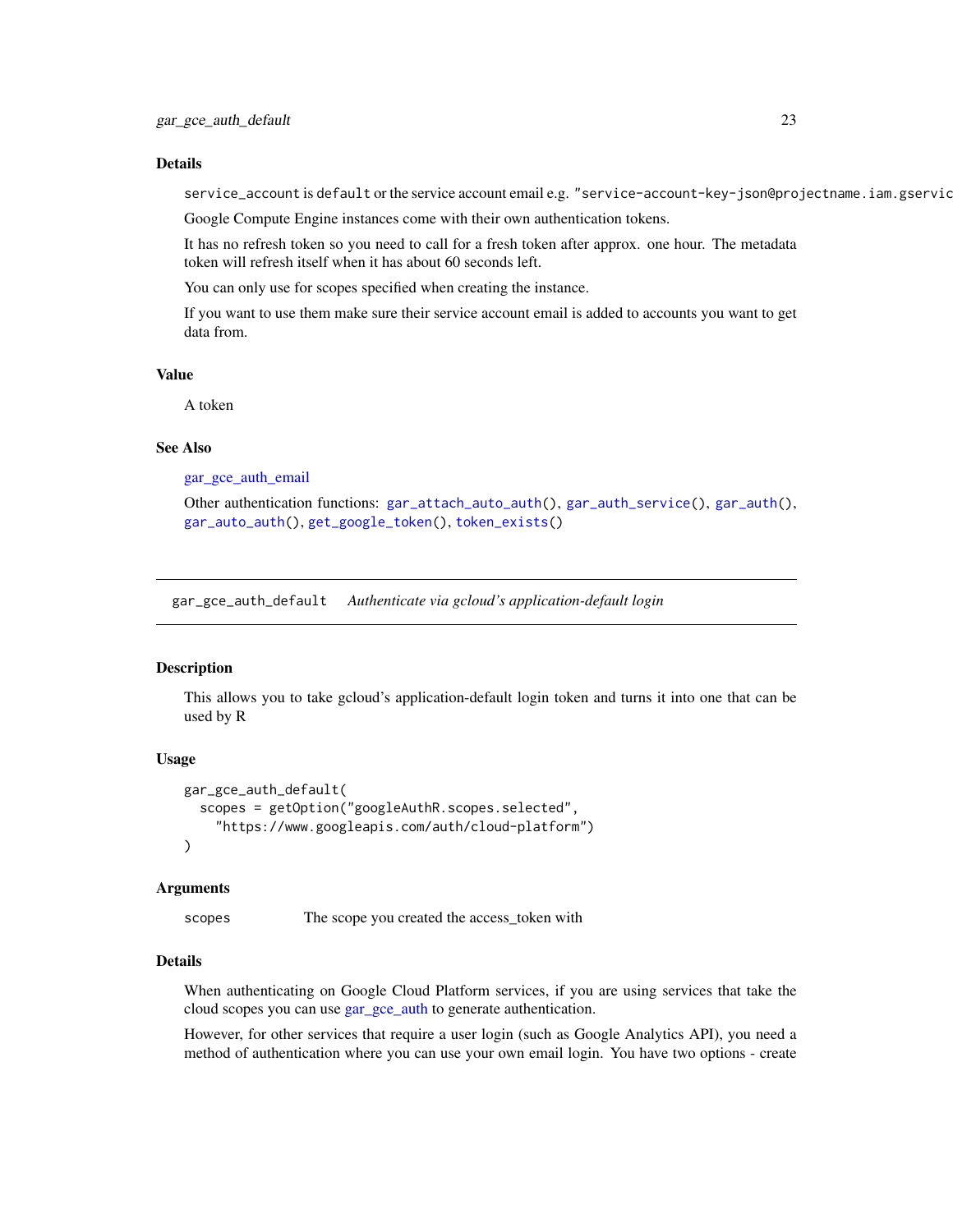### Details

`service_account` is `default` or the service account email e.g. `"service-account-key-json@projectname.iam.gservic`

Google Compute Engine instances come with their own authentication tokens.

It has no refresh token so you need to call for a fresh token after approx. one hour. The metadata token will refresh itself when it has about 60 seconds left.

You can only use for scopes specified when creating the instance.

If you want to use them make sure their service account email is added to accounts you want to get data from.

### Value

A token

### See Also

gar_gce_auth_email

Other authentication functions: `gar_attach_auto_auth()`, `gar_auth_service()`, `gar_auth()`, `gar_auto_auth()`, `get_google_token()`, `token_exists()`

---

## gar_gce_auth_default *Authenticate via gcloud's application-default login*

### Description

This allows you to take gcloud's application-default login token and turns it into one that can be used by R

### Usage

```
gar_gce_auth_default(
  scopes = getOption("googleAuthR.scopes.selected",
    "https://www.googleapis.com/auth/cloud-platform")
)
```

### Arguments

| | |
|---|---|
| scopes | The scope you created the access_token with |

### Details

When authenticating on Google Cloud Platform services, if you are using services that take the cloud scopes you can use gar_gce_auth to generate authentication.

However, for other services that require a user login (such as Google Analytics API), you need a method of authentication where you can use your own email login. You have two options - create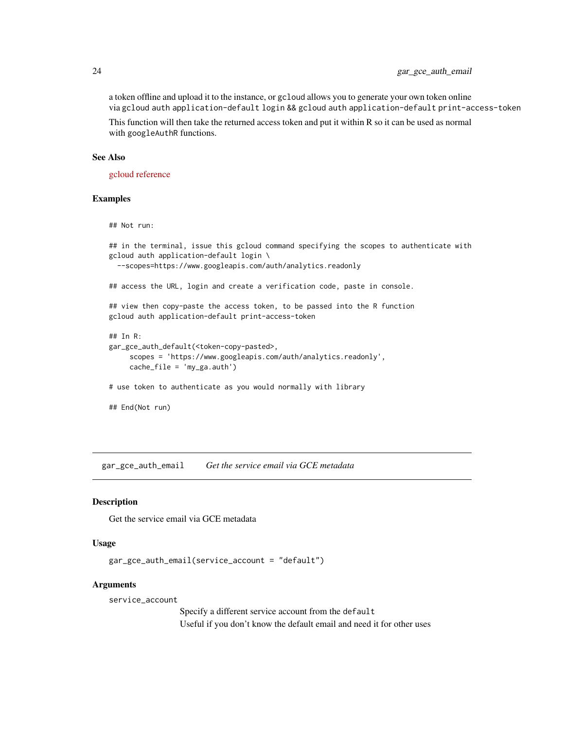a token offline and upload it to the instance, or `gcloud` allows you to generate your own token online via `gcloud auth application-default login && gcloud auth application-default print-access-token`

This function will then take the returned access token and put it within R so it can be used as normal with `googleAuthR` functions.

### See Also

gcloud reference

### Examples

```
## Not run:

## in the terminal, issue this gcloud command specifying the scopes to authenticate with
gcloud auth application-default login \
  --scopes=https://www.googleapis.com/auth/analytics.readonly

## access the URL, login and create a verification code, paste in console.

## view then copy-paste the access token, to be passed into the R function
gcloud auth application-default print-access-token

## In R:
gar_gce_auth_default(<token-copy-pasted>,
     scopes = 'https://www.googleapis.com/auth/analytics.readonly',
     cache_file = 'my_ga.auth')

# use token to authenticate as you would normally with library

## End(Not run)
```

---

## gar_gce_auth_email — *Get the service email via GCE metadata*

### Description

Get the service email via GCE metadata

### Usage

```
gar_gce_auth_email(service_account = "default")
```

### Arguments

`service_account`
: Specify a different service account from the `default`
  Useful if you don't know the default email and need it for other uses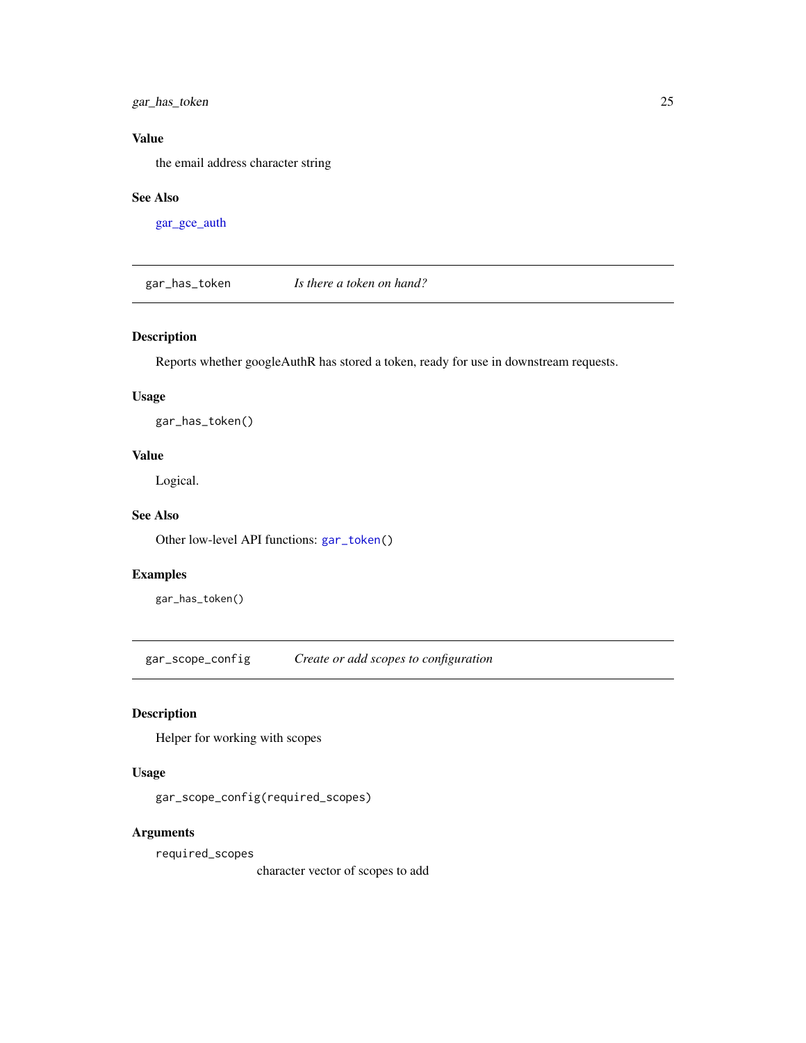### Value

the email address character string

### See Also

gar_gce_auth

---

## gar_has_token — *Is there a token on hand?*

### Description

Reports whether googleAuthR has stored a token, ready for use in downstream requests.

### Usage

```
gar_has_token()
```

### Value

Logical.

### See Also

Other low-level API functions: `gar_token()`

### Examples

```
gar_has_token()
```

---

## gar_scope_config — *Create or add scopes to configuration*

### Description

Helper for working with scopes

### Usage

```
gar_scope_config(required_scopes)
```

### Arguments

`required_scopes`
: character vector of scopes to add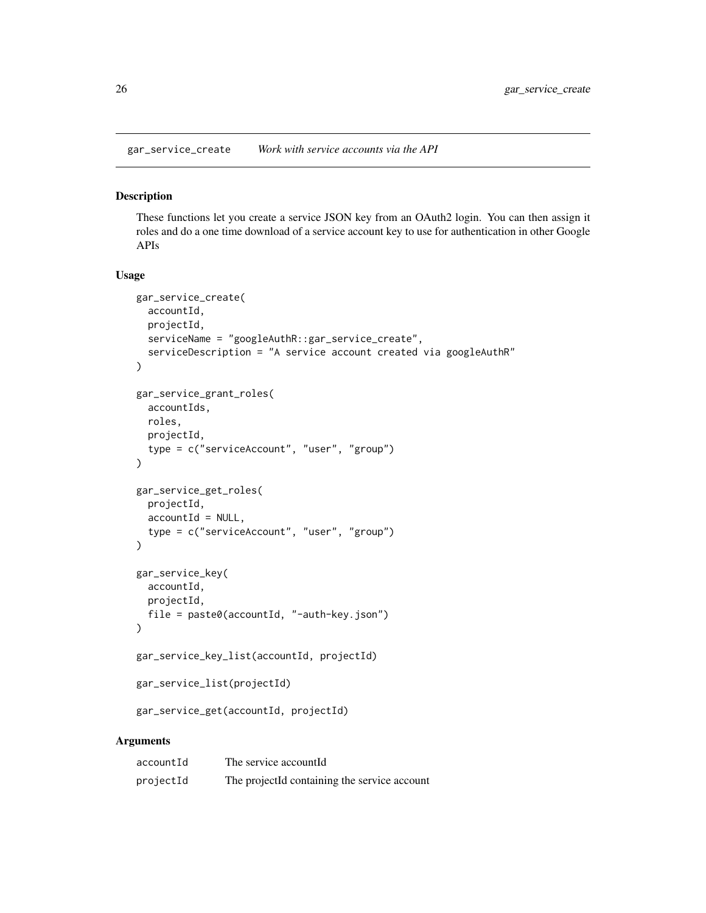## gar_service_create *Work with service accounts via the API*

### Description

These functions let you create a service JSON key from an OAuth2 login. You can then assign it roles and do a one time download of a service account key to use for authentication in other Google APIs

### Usage

```
gar_service_create(
  accountId,
  projectId,
  serviceName = "googleAuthR::gar_service_create",
  serviceDescription = "A service account created via googleAuthR"
)

gar_service_grant_roles(
  accountIds,
  roles,
  projectId,
  type = c("serviceAccount", "user", "group")
)

gar_service_get_roles(
  projectId,
  accountId = NULL,
  type = c("serviceAccount", "user", "group")
)

gar_service_key(
  accountId,
  projectId,
  file = paste0(accountId, "-auth-key.json")
)

gar_service_key_list(accountId, projectId)

gar_service_list(projectId)

gar_service_get(accountId, projectId)
```

### Arguments

| | |
|---|---|
| accountId | The service accountId |
| projectId | The projectId containing the service account |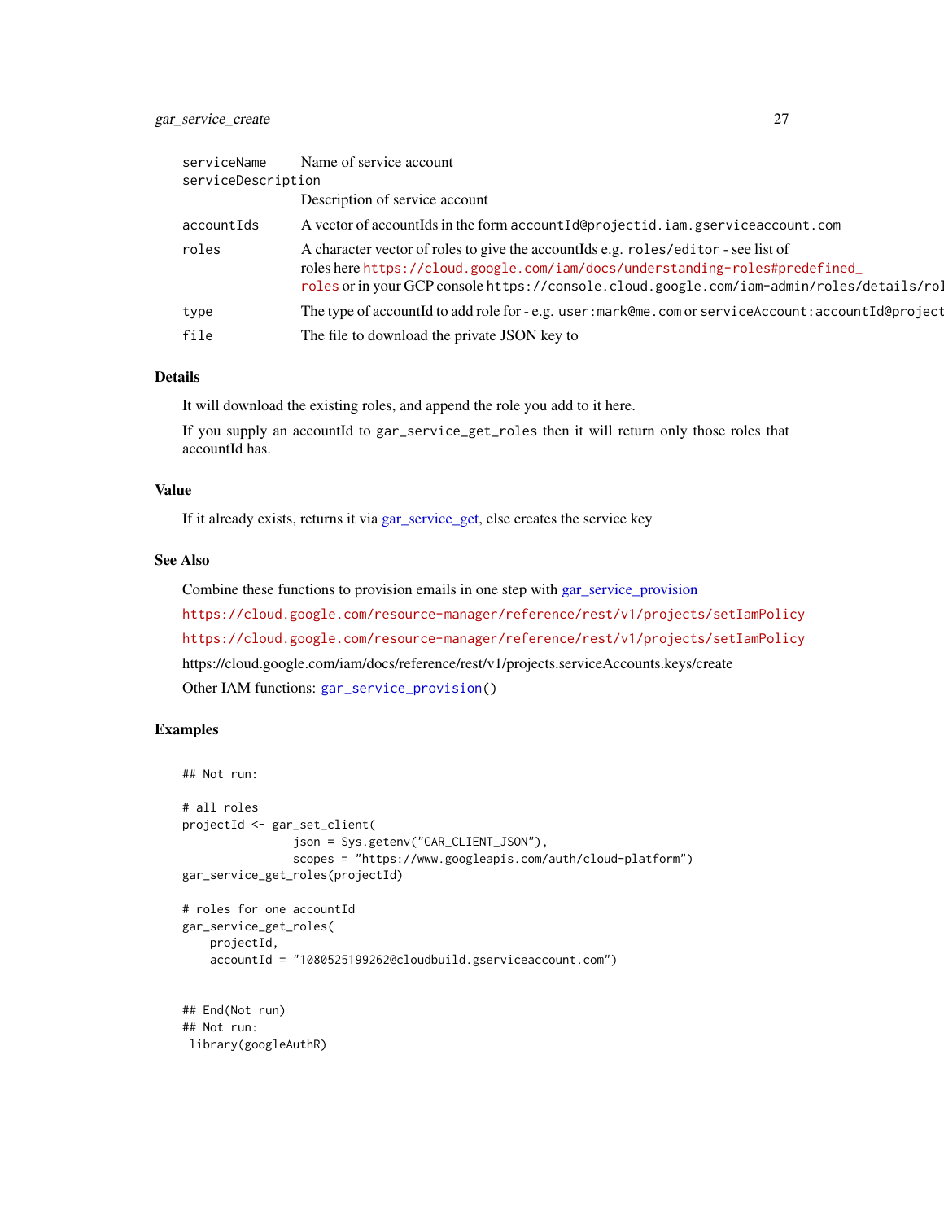| | |
|---|---|
| serviceName | Name of service account |
| serviceDescription | Description of service account |
| accountIds | A vector of accountIds in the form accountId@projectid.iam.gserviceaccount.com |
| roles | A character vector of roles to give the accountIds e.g. roles/editor - see list of roles here https://cloud.google.com/iam/docs/understanding-roles#predefined_roles or in your GCP console https://console.cloud.google.com/iam-admin/roles/details/rol |
| type | The type of accountId to add role for - e.g. user:mark@me.com or serviceAccount:accountId@project |
| file | The file to download the private JSON key to |

## Details

It will download the existing roles, and append the role you add to it here.

If you supply an accountId to gar_service_get_roles then it will return only those roles that accountId has.

## Value

If it already exists, returns it via gar_service_get, else creates the service key

## See Also

Combine these functions to provision emails in one step with gar_service_provision

https://cloud.google.com/resource-manager/reference/rest/v1/projects/setIamPolicy

https://cloud.google.com/resource-manager/reference/rest/v1/projects/setIamPolicy

https://cloud.google.com/iam/docs/reference/rest/v1/projects.serviceAccounts.keys/create

Other IAM functions: gar_service_provision()

## Examples

```
## Not run:

# all roles
projectId <- gar_set_client(
                json = Sys.getenv("GAR_CLIENT_JSON"),
                scopes = "https://www.googleapis.com/auth/cloud-platform")
gar_service_get_roles(projectId)

# roles for one accountId
gar_service_get_roles(
    projectId,
    accountId = "1080525199262@cloudbuild.gserviceaccount.com")


## End(Not run)
## Not run:
 library(googleAuthR)
```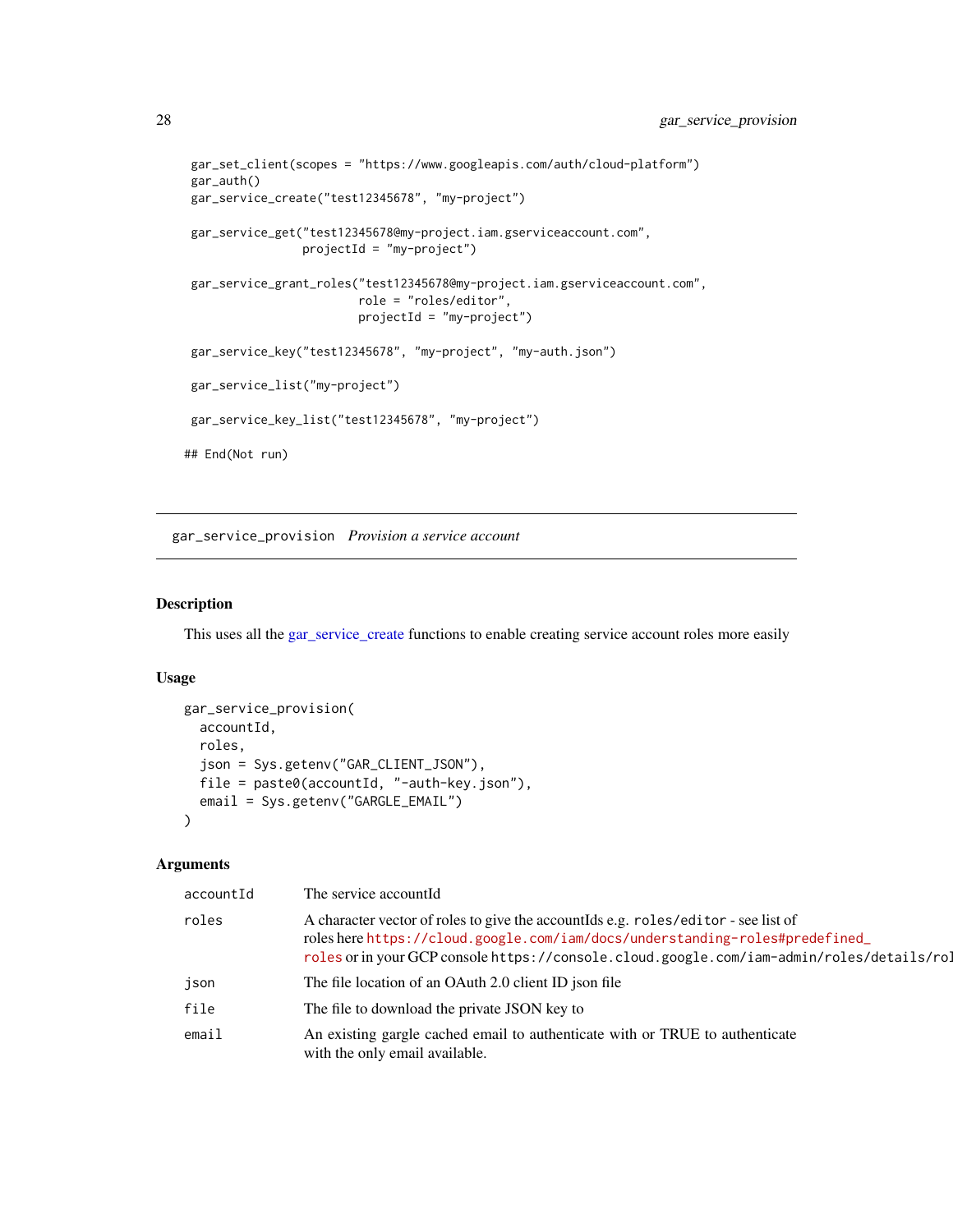```
gar_set_client(scopes = "https://www.googleapis.com/auth/cloud-platform")
gar_auth()
gar_service_create("test12345678", "my-project")

gar_service_get("test12345678@my-project.iam.gserviceaccount.com",
                projectId = "my-project")

gar_service_grant_roles("test12345678@my-project.iam.gserviceaccount.com",
                        role = "roles/editor",
                        projectId = "my-project")

gar_service_key("test12345678", "my-project", "my-auth.json")

gar_service_list("my-project")

gar_service_key_list("test12345678", "my-project")

## End(Not run)
```

## gar_service_provision *Provision a service account*

### Description

This uses all the gar_service_create functions to enable creating service account roles more easily

### Usage

```
gar_service_provision(
  accountId,
  roles,
  json = Sys.getenv("GAR_CLIENT_JSON"),
  file = paste0(accountId, "-auth-key.json"),
  email = Sys.getenv("GARGLE_EMAIL")
)
```

### Arguments

| | |
|---|---|
| accountId | The service accountId |
| roles | A character vector of roles to give the accountIds e.g. `roles/editor` - see list of roles here https://cloud.google.com/iam/docs/understanding-roles#predefined_roles or in your GCP console `https://console.cloud.google.com/iam-admin/roles/details/rol` |
| json | The file location of an OAuth 2.0 client ID json file |
| file | The file to download the private JSON key to |
| email | An existing gargle cached email to authenticate with or TRUE to authenticate with the only email available. |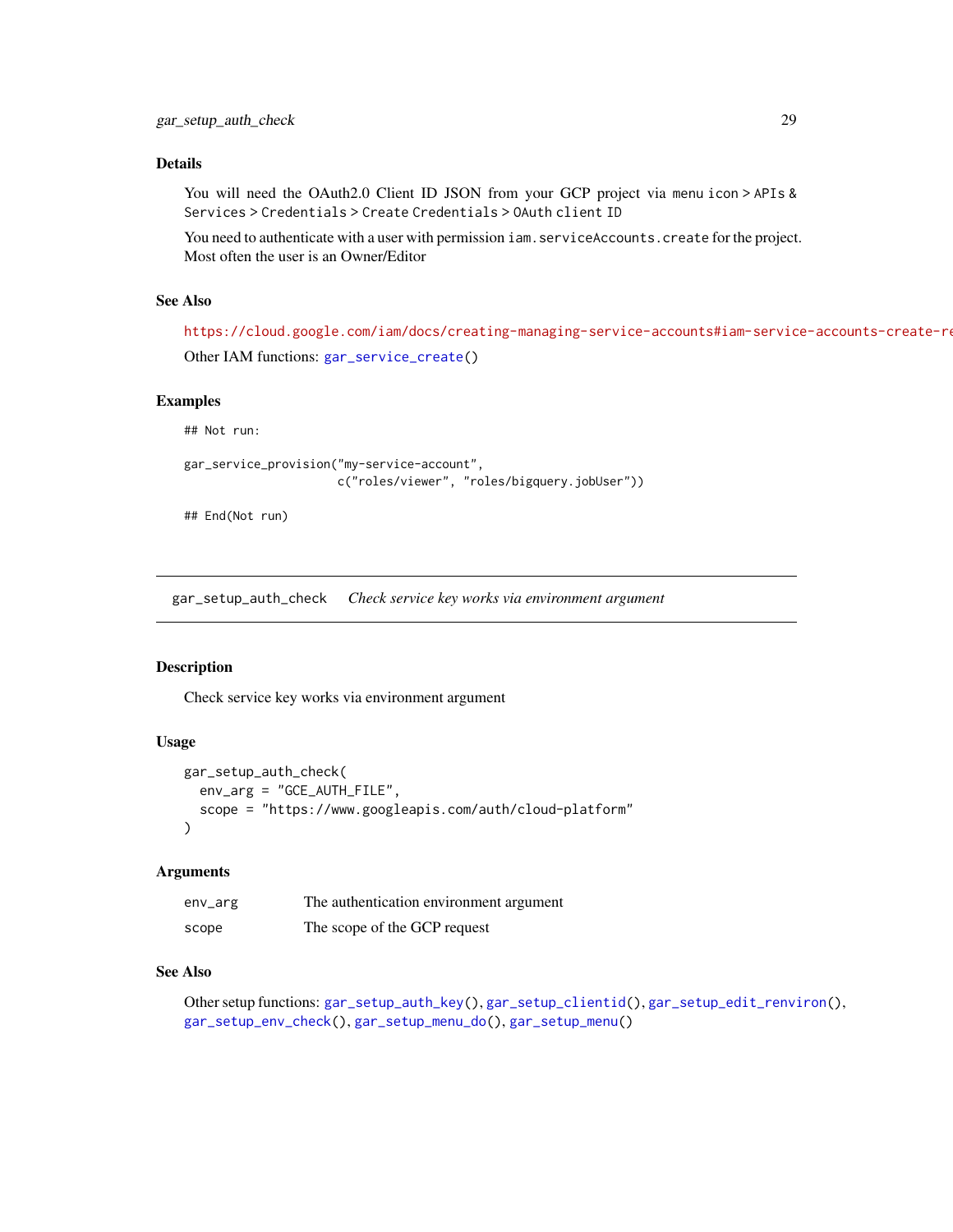### Details

You will need the OAuth2.0 Client ID JSON from your GCP project via `menu icon > APIs & Services > Credentials > Create Credentials > OAuth client ID`

You need to authenticate with a user with permission `iam.serviceAccounts.create` for the project. Most often the user is an Owner/Editor

### See Also

https://cloud.google.com/iam/docs/creating-managing-service-accounts#iam-service-accounts-create-re

Other IAM functions: `gar_service_create()`

### Examples

```
## Not run:

gar_service_provision("my-service-account",
                      c("roles/viewer", "roles/bigquery.jobUser"))

## End(Not run)
```

---

## gar_setup_auth_check    *Check service key works via environment argument*

---

### Description

Check service key works via environment argument

### Usage

```
gar_setup_auth_check(
  env_arg = "GCE_AUTH_FILE",
  scope = "https://www.googleapis.com/auth/cloud-platform"
)
```

### Arguments

| | |
|---|---|
| `env_arg` | The authentication environment argument |
| `scope` | The scope of the GCP request |

### See Also

Other setup functions: `gar_setup_auth_key()`, `gar_setup_clientid()`, `gar_setup_edit_renviron()`, `gar_setup_env_check()`, `gar_setup_menu_do()`, `gar_setup_menu()`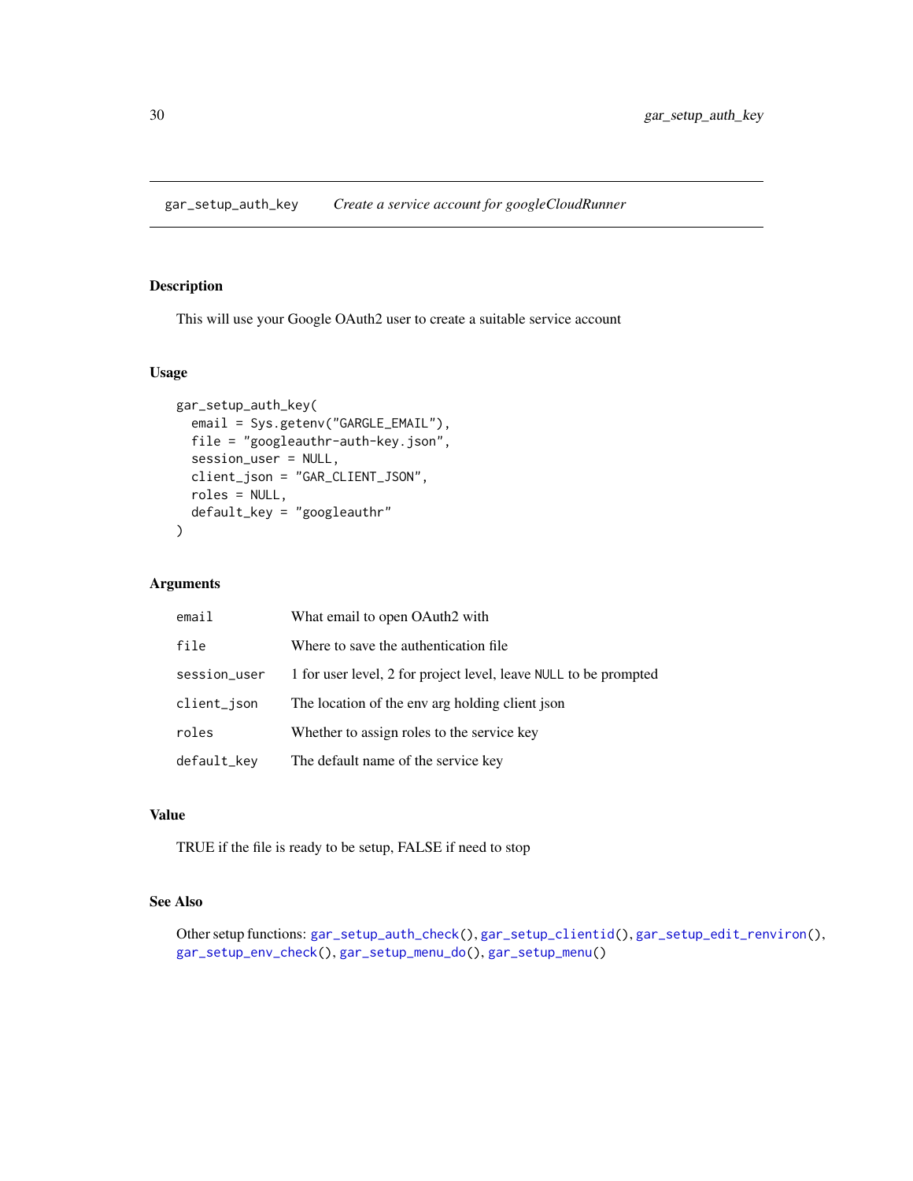## gar_setup_auth_key — *Create a service account for googleCloudRunner*

### Description

This will use your Google OAuth2 user to create a suitable service account

### Usage

```
gar_setup_auth_key(
  email = Sys.getenv("GARGLE_EMAIL"),
  file = "googleauthr-auth-key.json",
  session_user = NULL,
  client_json = "GAR_CLIENT_JSON",
  roles = NULL,
  default_key = "googleauthr"
)
```

### Arguments

| | |
|---|---|
| `email` | What email to open OAuth2 with |
| `file` | Where to save the authentication file |
| `session_user` | 1 for user level, 2 for project level, leave `NULL` to be prompted |
| `client_json` | The location of the env arg holding client json |
| `roles` | Whether to assign roles to the service key |
| `default_key` | The default name of the service key |

### Value

TRUE if the file is ready to be setup, FALSE if need to stop

### See Also

Other setup functions: `gar_setup_auth_check()`, `gar_setup_clientid()`, `gar_setup_edit_renviron()`, `gar_setup_env_check()`, `gar_setup_menu_do()`, `gar_setup_menu()`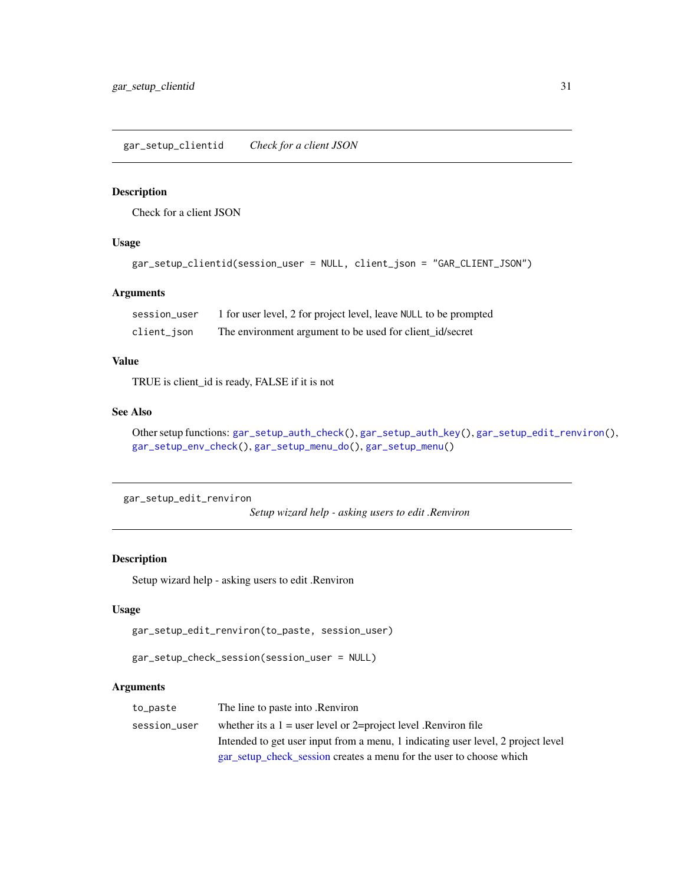## gar_setup_clientid — *Check for a client JSON*

### Description

Check for a client JSON

### Usage

```
gar_setup_clientid(session_user = NULL, client_json = "GAR_CLIENT_JSON")
```

### Arguments

| | |
|---|---|
| `session_user` | 1 for user level, 2 for project level, leave `NULL` to be prompted |
| `client_json` | The environment argument to be used for client_id/secret |

### Value

TRUE is client_id is ready, FALSE if it is not

### See Also

Other setup functions: `gar_setup_auth_check()`, `gar_setup_auth_key()`, `gar_setup_edit_renviron()`, `gar_setup_env_check()`, `gar_setup_menu_do()`, `gar_setup_menu()`

## gar_setup_edit_renviron — *Setup wizard help - asking users to edit .Renviron*

### Description

Setup wizard help - asking users to edit .Renviron

### Usage

```
gar_setup_edit_renviron(to_paste, session_user)

gar_setup_check_session(session_user = NULL)
```

### Arguments

| | |
|---|---|
| `to_paste` | The line to paste into .Renviron |
| `session_user` | whether its a 1 = user level or 2=project level .Renviron file<br>Intended to get user input from a menu, 1 indicating user level, 2 project level gar_setup_check_session creates a menu for the user to choose which |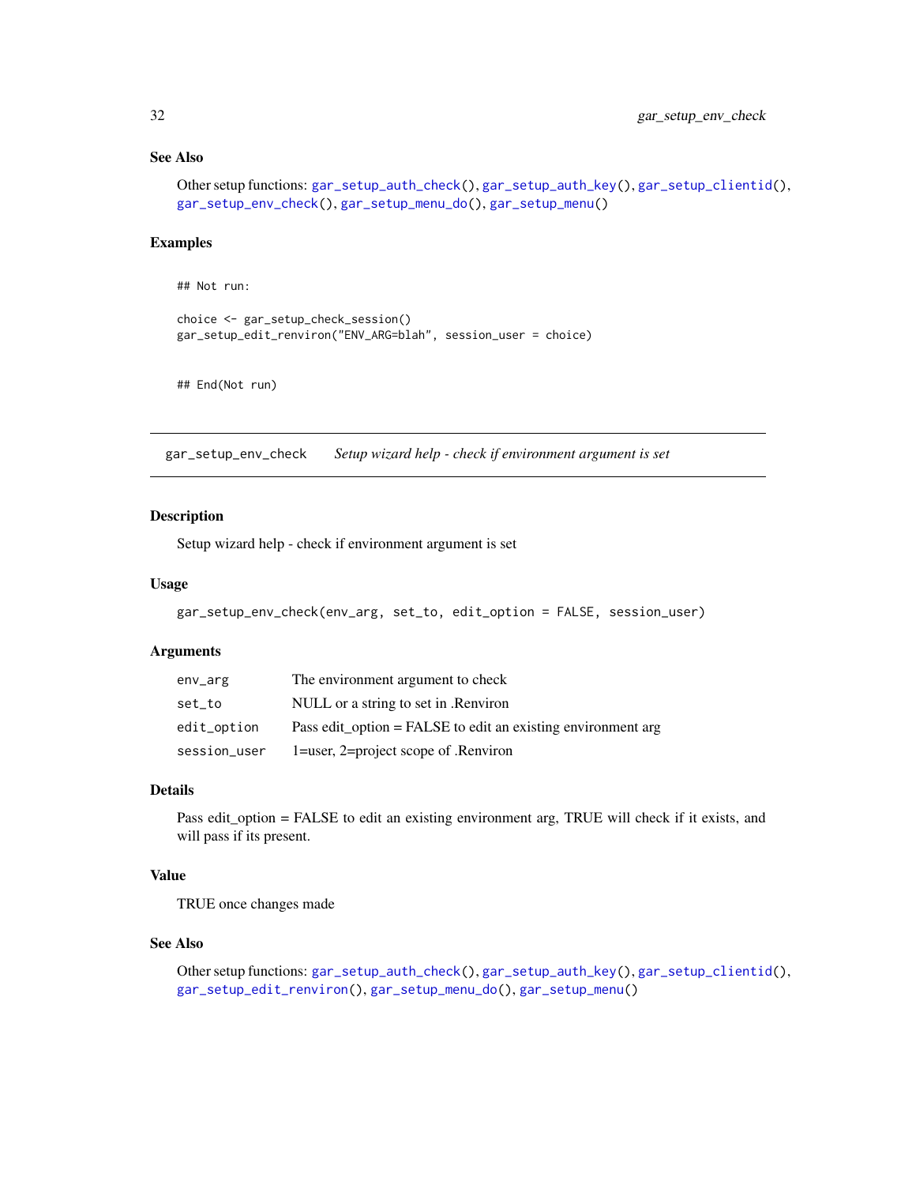### See Also

Other setup functions: `gar_setup_auth_check()`, `gar_setup_auth_key()`, `gar_setup_clientid()`, `gar_setup_env_check()`, `gar_setup_menu_do()`, `gar_setup_menu()`

### Examples

```
## Not run:

choice <- gar_setup_check_session()
gar_setup_edit_renviron("ENV_ARG=blah", session_user = choice)


## End(Not run)
```

---

## gar_setup_env_check    *Setup wizard help - check if environment argument is set*

---

### Description

Setup wizard help - check if environment argument is set

### Usage

```
gar_setup_env_check(env_arg, set_to, edit_option = FALSE, session_user)
```

### Arguments

| | |
|---|---|
| `env_arg` | The environment argument to check |
| `set_to` | NULL or a string to set in .Renviron |
| `edit_option` | Pass edit_option = FALSE to edit an existing environment arg |
| `session_user` | 1=user, 2=project scope of .Renviron |

### Details

Pass edit_option = FALSE to edit an existing environment arg, TRUE will check if it exists, and will pass if its present.

### Value

TRUE once changes made

### See Also

Other setup functions: `gar_setup_auth_check()`, `gar_setup_auth_key()`, `gar_setup_clientid()`, `gar_setup_edit_renviron()`, `gar_setup_menu_do()`, `gar_setup_menu()`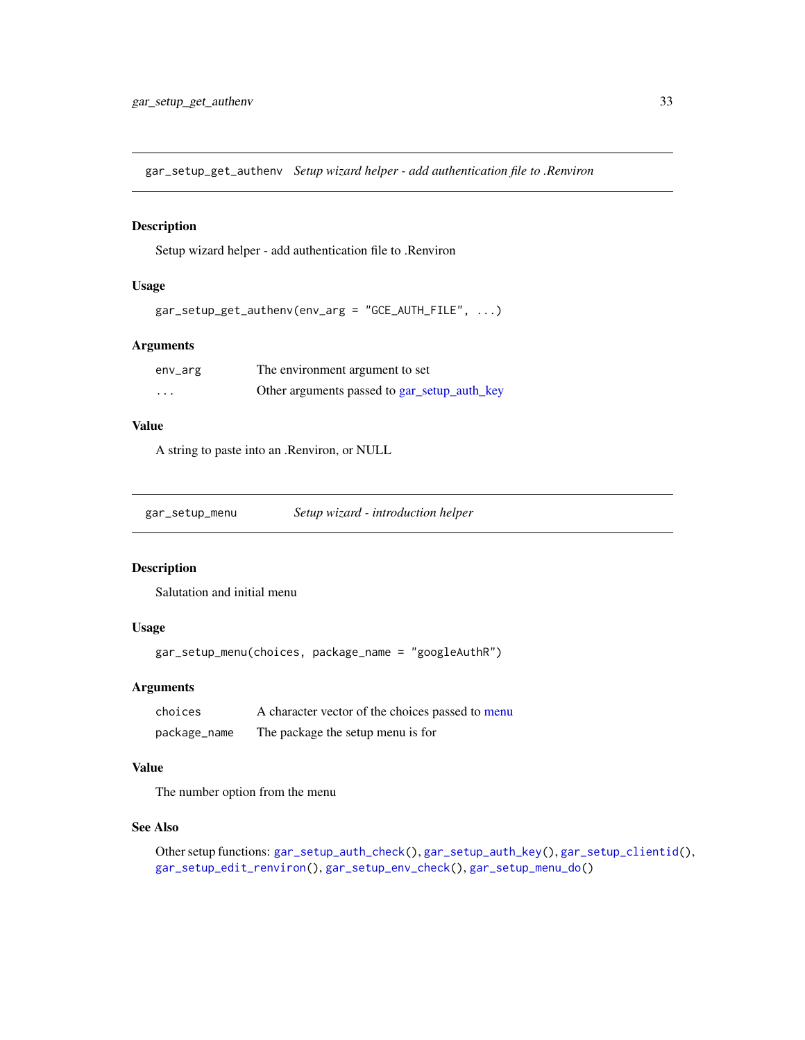## gar_setup_get_authenv *Setup wizard helper - add authentication file to .Renviron*

### Description

Setup wizard helper - add authentication file to .Renviron

### Usage

```
gar_setup_get_authenv(env_arg = "GCE_AUTH_FILE", ...)
```

### Arguments

| | |
|---|---|
| env_arg | The environment argument to set |
| ... | Other arguments passed to gar_setup_auth_key |

### Value

A string to paste into an .Renviron, or NULL

## gar_setup_menu *Setup wizard - introduction helper*

### Description

Salutation and initial menu

### Usage

```
gar_setup_menu(choices, package_name = "googleAuthR")
```

### Arguments

| | |
|---|---|
| choices | A character vector of the choices passed to menu |
| package_name | The package the setup menu is for |

### Value

The number option from the menu

### See Also

Other setup functions: `gar_setup_auth_check()`, `gar_setup_auth_key()`, `gar_setup_clientid()`, `gar_setup_edit_renviron()`, `gar_setup_env_check()`, `gar_setup_menu_do()`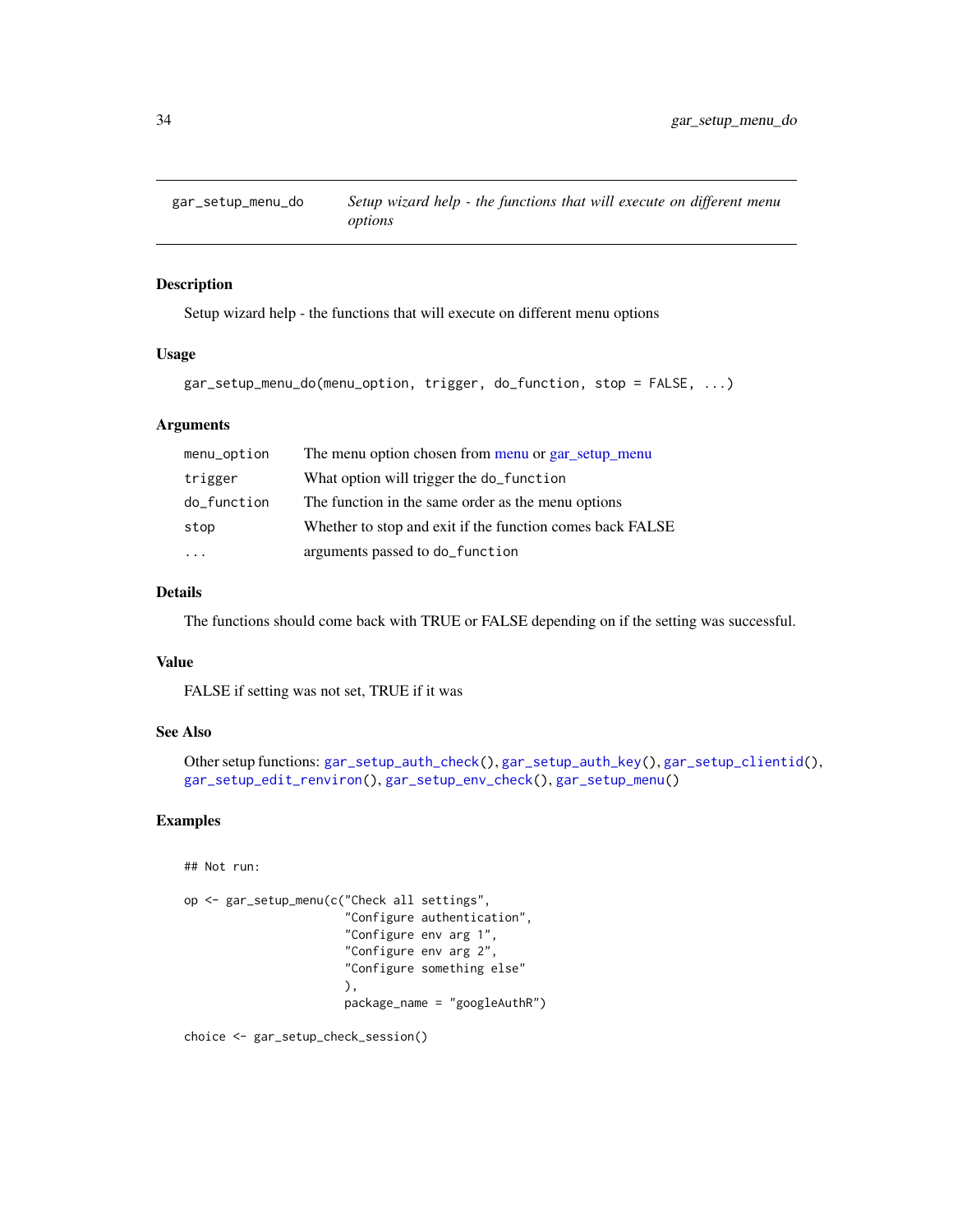# gar_setup_menu_do

*Setup wizard help - the functions that will execute on different menu options*

## Description

Setup wizard help - the functions that will execute on different menu options

## Usage

```
gar_setup_menu_do(menu_option, trigger, do_function, stop = FALSE, ...)
```

## Arguments

| | |
|---|---|
| `menu_option` | The menu option chosen from menu or gar_setup_menu |
| `trigger` | What option will trigger the `do_function` |
| `do_function` | The function in the same order as the menu options |
| `stop` | Whether to stop and exit if the function comes back FALSE |
| `...` | arguments passed to `do_function` |

## Details

The functions should come back with TRUE or FALSE depending on if the setting was successful.

## Value

FALSE if setting was not set, TRUE if it was

## See Also

Other setup functions: `gar_setup_auth_check()`, `gar_setup_auth_key()`, `gar_setup_clientid()`, `gar_setup_edit_renviron()`, `gar_setup_env_check()`, `gar_setup_menu()`

## Examples

```
## Not run:

op <- gar_setup_menu(c("Check all settings",
                       "Configure authentication",
                       "Configure env arg 1",
                       "Configure env arg 2",
                       "Configure something else"
                       ),
                       package_name = "googleAuthR")

choice <- gar_setup_check_session()
```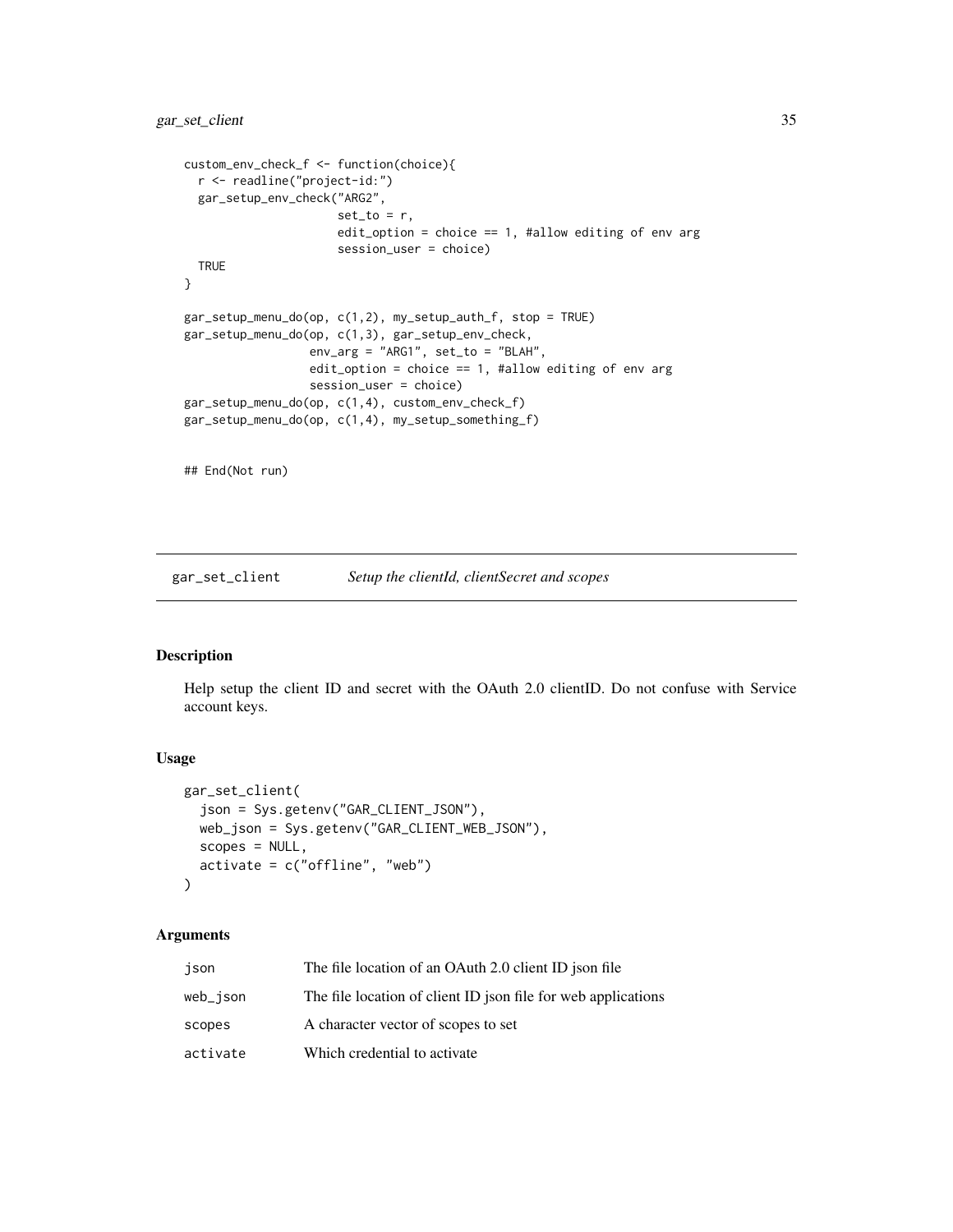```
custom_env_check_f <- function(choice){
  r <- readline("project-id:")
  gar_setup_env_check("ARG2",
                      set_to = r,
                      edit_option = choice == 1, #allow editing of env arg
                      session_user = choice)
  TRUE
}

gar_setup_menu_do(op, c(1,2), my_setup_auth_f, stop = TRUE)
gar_setup_menu_do(op, c(1,3), gar_setup_env_check,
                  env_arg = "ARG1", set_to = "BLAH",
                  edit_option = choice == 1, #allow editing of env arg
                  session_user = choice)
gar_setup_menu_do(op, c(1,4), custom_env_check_f)
gar_setup_menu_do(op, c(1,4), my_setup_something_f)


## End(Not run)
```

## gar_set_client    *Setup the clientId, clientSecret and scopes*

### Description

Help setup the client ID and secret with the OAuth 2.0 clientID. Do not confuse with Service account keys.

### Usage

```
gar_set_client(
  json = Sys.getenv("GAR_CLIENT_JSON"),
  web_json = Sys.getenv("GAR_CLIENT_WEB_JSON"),
  scopes = NULL,
  activate = c("offline", "web")
)
```

### Arguments

| | |
|---|---|
| json | The file location of an OAuth 2.0 client ID json file |
| web_json | The file location of client ID json file for web applications |
| scopes | A character vector of scopes to set |
| activate | Which credential to activate |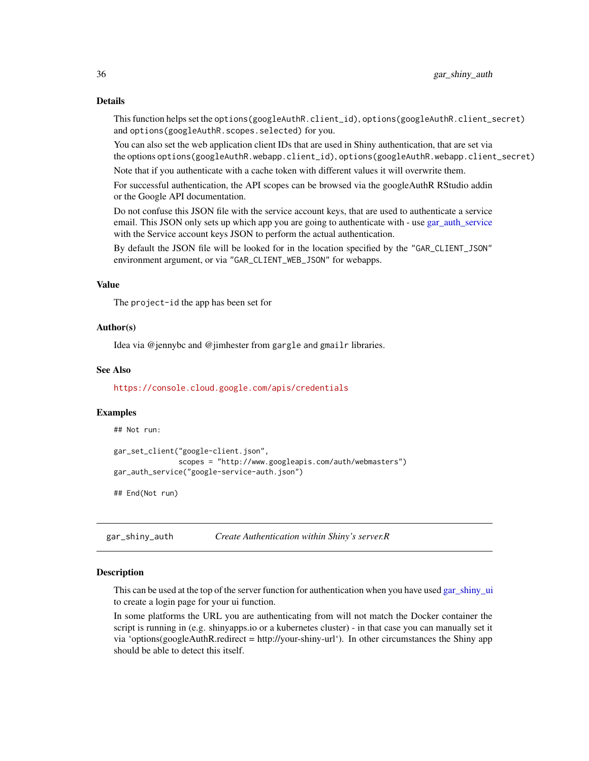## Details

This function helps set the `options(googleAuthR.client_id)`, `options(googleAuthR.client_secret)` and `options(googleAuthR.scopes.selected)` for you.

You can also set the web application client IDs that are used in Shiny authentication, that are set via the options `options(googleAuthR.webapp.client_id)`, `options(googleAuthR.webapp.client_secret)`

Note that if you authenticate with a cache token with different values it will overwrite them.

For successful authentication, the API scopes can be browsed via the googleAuthR RStudio addin or the Google API documentation.

Do not confuse this JSON file with the service account keys, that are used to authenticate a service email. This JSON only sets up which app you are going to authenticate with - use gar_auth_service with the Service account keys JSON to perform the actual authentication.

By default the JSON file will be looked for in the location specified by the "GAR_CLIENT_JSON" environment argument, or via "GAR_CLIENT_WEB_JSON" for webapps.

## Value

The `project-id` the app has been set for

## Author(s)

Idea via @jennybc and @jimhester from `gargle` and `gmailr` libraries.

## See Also

https://console.cloud.google.com/apis/credentials

## Examples

```
## Not run:

gar_set_client("google-client.json",
               scopes = "http://www.googleapis.com/auth/webmasters")
gar_auth_service("google-service-auth.json")

## End(Not run)
```

---

# gar_shiny_auth *Create Authentication within Shiny's server.R*

## Description

This can be used at the top of the server function for authentication when you have used gar_shiny_ui to create a login page for your ui function.

In some platforms the URL you are authenticating from will not match the Docker container the script is running in (e.g. shinyapps.io or a kubernetes cluster) - in that case you can manually set it via 'options(googleAuthR.redirect = http://your-shiny-url'). In other circumstances the Shiny app should be able to detect this itself.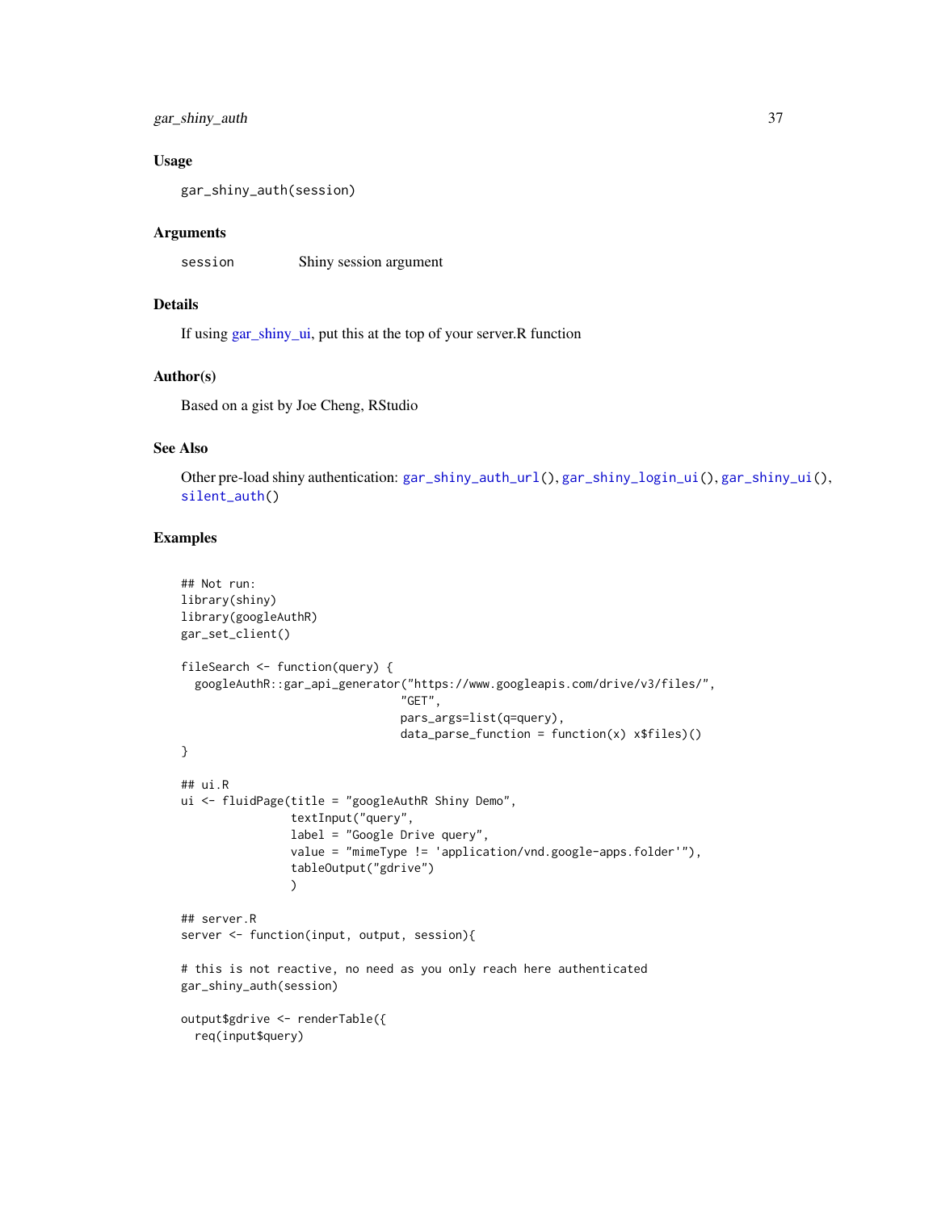### Usage

```
gar_shiny_auth(session)
```

### Arguments

| | |
|---|---|
| `session` | Shiny session argument |

### Details

If using gar_shiny_ui, put this at the top of your server.R function

### Author(s)

Based on a gist by Joe Cheng, RStudio

### See Also

Other pre-load shiny authentication: `gar_shiny_auth_url()`, `gar_shiny_login_ui()`, `gar_shiny_ui()`, `silent_auth()`

### Examples

```
## Not run:
library(shiny)
library(googleAuthR)
gar_set_client()

fileSearch <- function(query) {
  googleAuthR::gar_api_generator("https://www.googleapis.com/drive/v3/files/",
                                 "GET",
                                 pars_args=list(q=query),
                                 data_parse_function = function(x) x$files)()
}

## ui.R
ui <- fluidPage(title = "googleAuthR Shiny Demo",
                textInput("query",
                label = "Google Drive query",
                value = "mimeType != 'application/vnd.google-apps.folder'"),
                tableOutput("gdrive")
                )

## server.R
server <- function(input, output, session){

# this is not reactive, no need as you only reach here authenticated
gar_shiny_auth(session)

output$gdrive <- renderTable({
  req(input$query)
```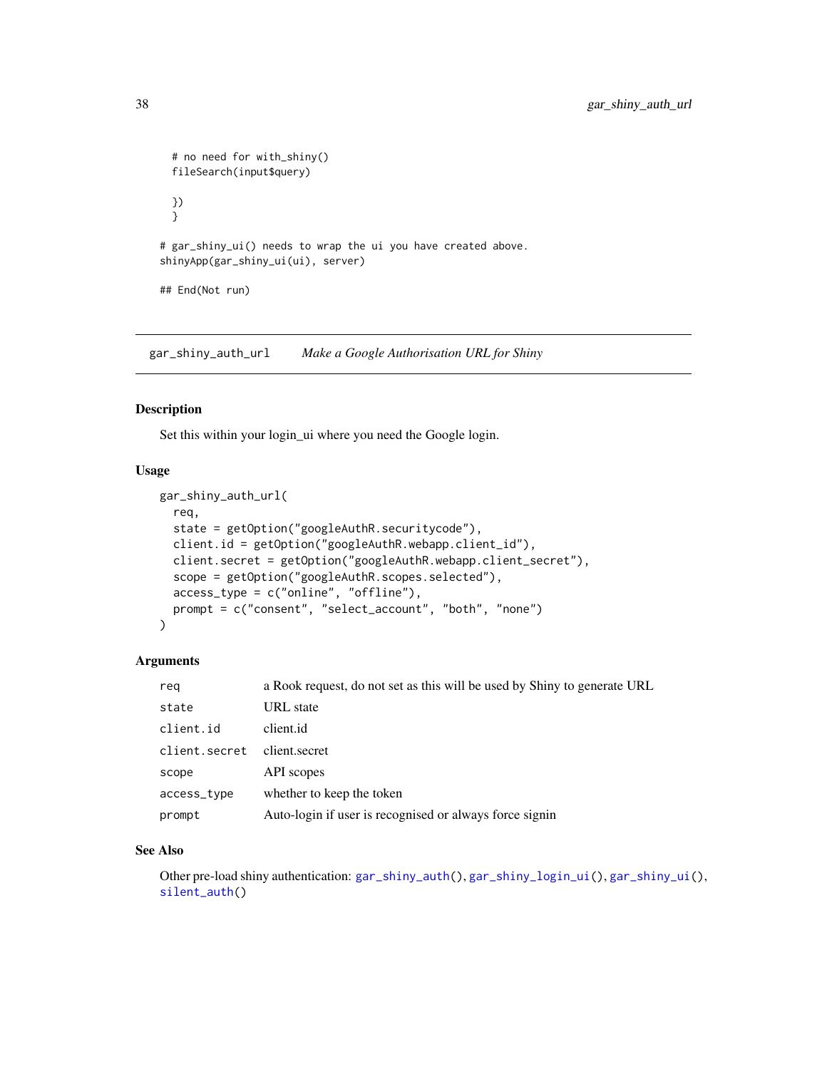```
  # no need for with_shiny()
  fileSearch(input$query)

  })
  }

# gar_shiny_ui() needs to wrap the ui you have created above.
shinyApp(gar_shiny_ui(ui), server)

## End(Not run)
```

## gar_shiny_auth_url — *Make a Google Authorisation URL for Shiny*

### Description

Set this within your login_ui where you need the Google login.

### Usage

```
gar_shiny_auth_url(
  req,
  state = getOption("googleAuthR.securitycode"),
  client.id = getOption("googleAuthR.webapp.client_id"),
  client.secret = getOption("googleAuthR.webapp.client_secret"),
  scope = getOption("googleAuthR.scopes.selected"),
  access_type = c("online", "offline"),
  prompt = c("consent", "select_account", "both", "none")
)
```

### Arguments

| | |
|---|---|
| `req` | a Rook request, do not set as this will be used by Shiny to generate URL |
| `state` | URL state |
| `client.id` | client.id |
| `client.secret` | client.secret |
| `scope` | API scopes |
| `access_type` | whether to keep the token |
| `prompt` | Auto-login if user is recognised or always force signin |

### See Also

Other pre-load shiny authentication: `gar_shiny_auth()`, `gar_shiny_login_ui()`, `gar_shiny_ui()`, `silent_auth()`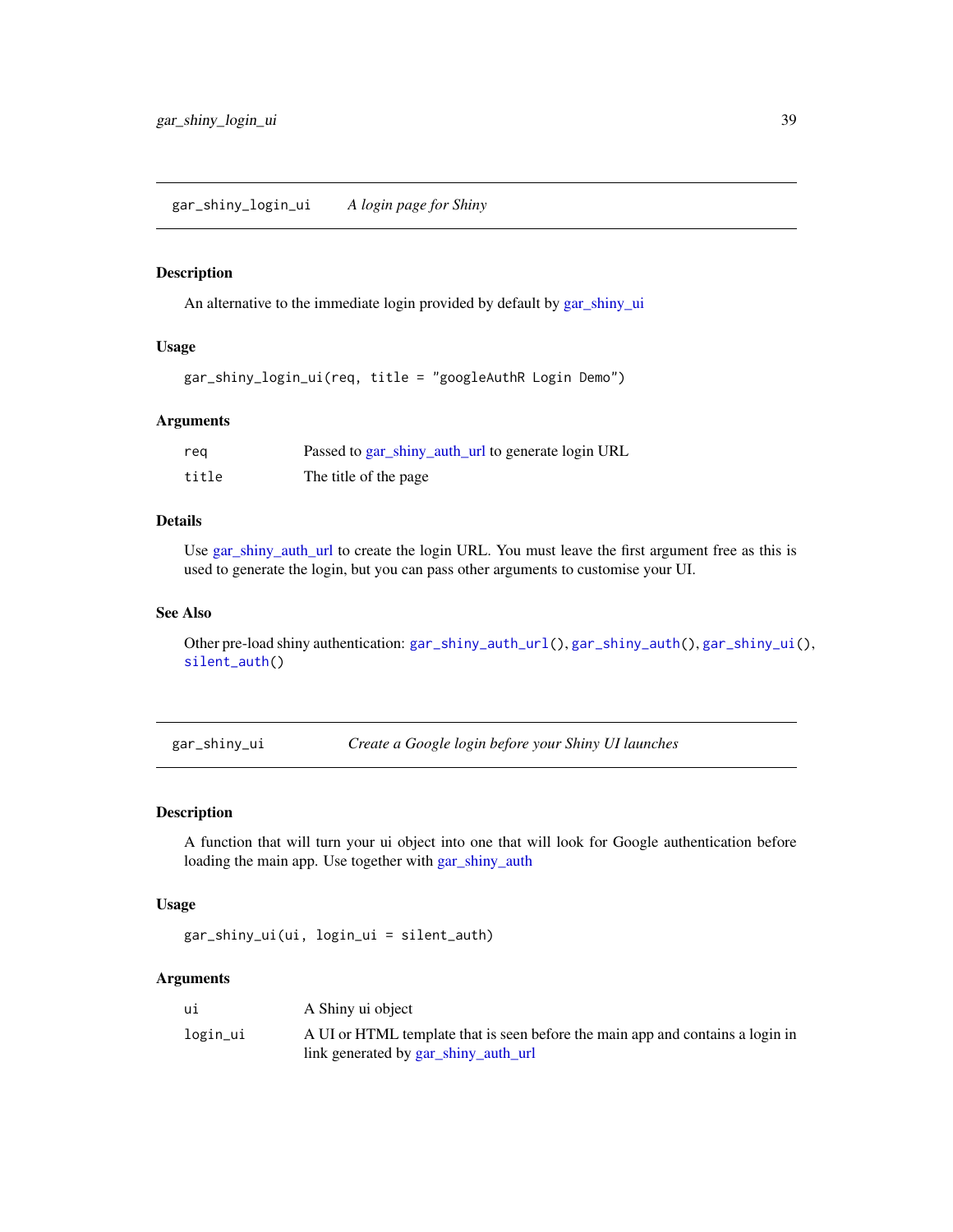## gar_shiny_login_ui — *A login page for Shiny*

### Description

An alternative to the immediate login provided by default by gar_shiny_ui

### Usage

```
gar_shiny_login_ui(req, title = "googleAuthR Login Demo")
```

### Arguments

| | |
|---|---|
| `req` | Passed to gar_shiny_auth_url to generate login URL |
| `title` | The title of the page |

### Details

Use gar_shiny_auth_url to create the login URL. You must leave the first argument free as this is used to generate the login, but you can pass other arguments to customise your UI.

### See Also

Other pre-load shiny authentication: `gar_shiny_auth_url()`, `gar_shiny_auth()`, `gar_shiny_ui()`, `silent_auth()`

## gar_shiny_ui — *Create a Google login before your Shiny UI launches*

### Description

A function that will turn your ui object into one that will look for Google authentication before loading the main app. Use together with gar_shiny_auth

### Usage

```
gar_shiny_ui(ui, login_ui = silent_auth)
```

### Arguments

| | |
|---|---|
| `ui` | A Shiny ui object |
| `login_ui` | A UI or HTML template that is seen before the main app and contains a login in link generated by gar_shiny_auth_url |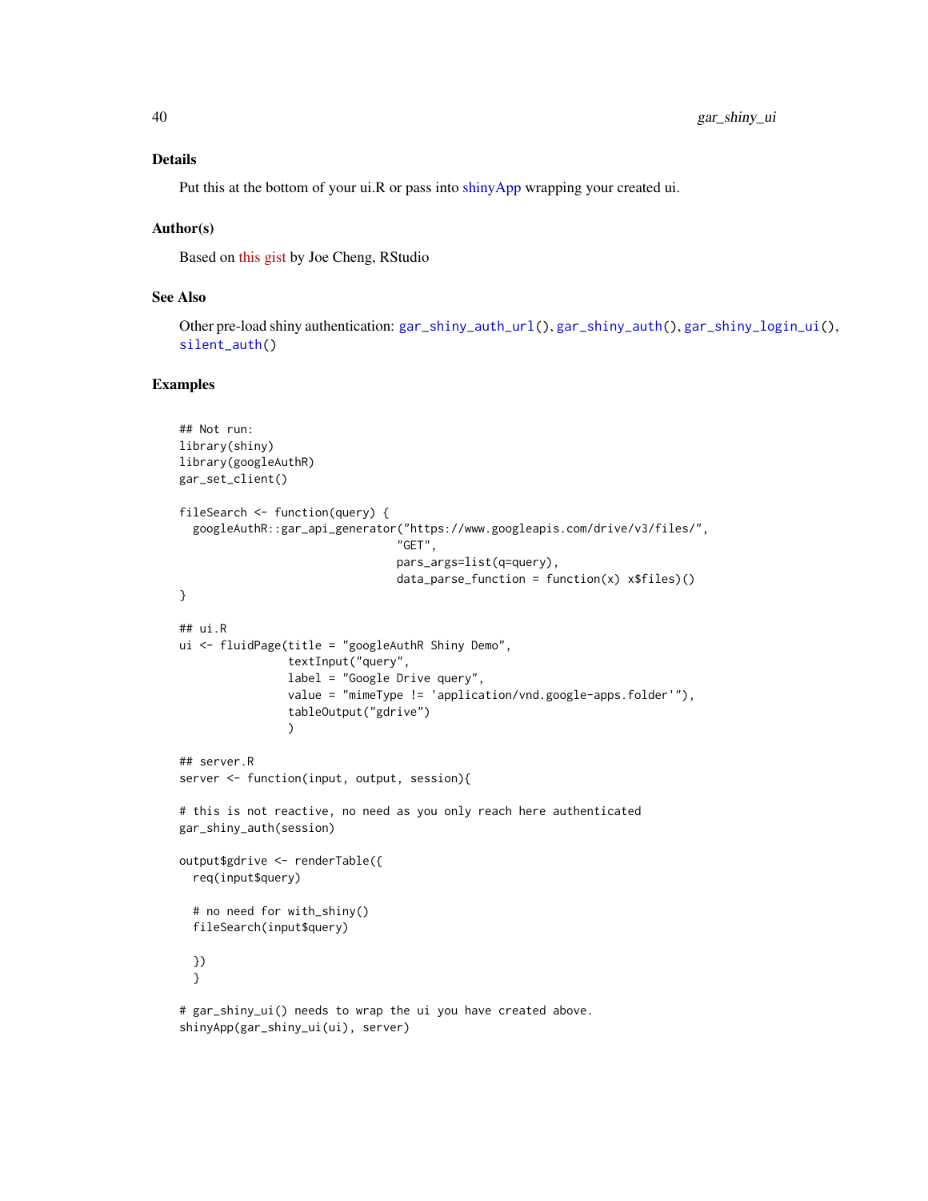### Details

Put this at the bottom of your ui.R or pass into shinyApp wrapping your created ui.

### Author(s)

Based on this gist by Joe Cheng, RStudio

### See Also

Other pre-load shiny authentication: `gar_shiny_auth_url()`, `gar_shiny_auth()`, `gar_shiny_login_ui()`, `silent_auth()`

### Examples

```
## Not run:
library(shiny)
library(googleAuthR)
gar_set_client()

fileSearch <- function(query) {
  googleAuthR::gar_api_generator("https://www.googleapis.com/drive/v3/files/",
                                 "GET",
                                 pars_args=list(q=query),
                                 data_parse_function = function(x) x$files)()
}

## ui.R
ui <- fluidPage(title = "googleAuthR Shiny Demo",
                textInput("query",
                label = "Google Drive query",
                value = "mimeType != 'application/vnd.google-apps.folder'"),
                tableOutput("gdrive")
                )

## server.R
server <- function(input, output, session){

# this is not reactive, no need as you only reach here authenticated
gar_shiny_auth(session)

output$gdrive <- renderTable({
  req(input$query)

  # no need for with_shiny()
  fileSearch(input$query)

  })
  }

# gar_shiny_ui() needs to wrap the ui you have created above.
shinyApp(gar_shiny_ui(ui), server)
```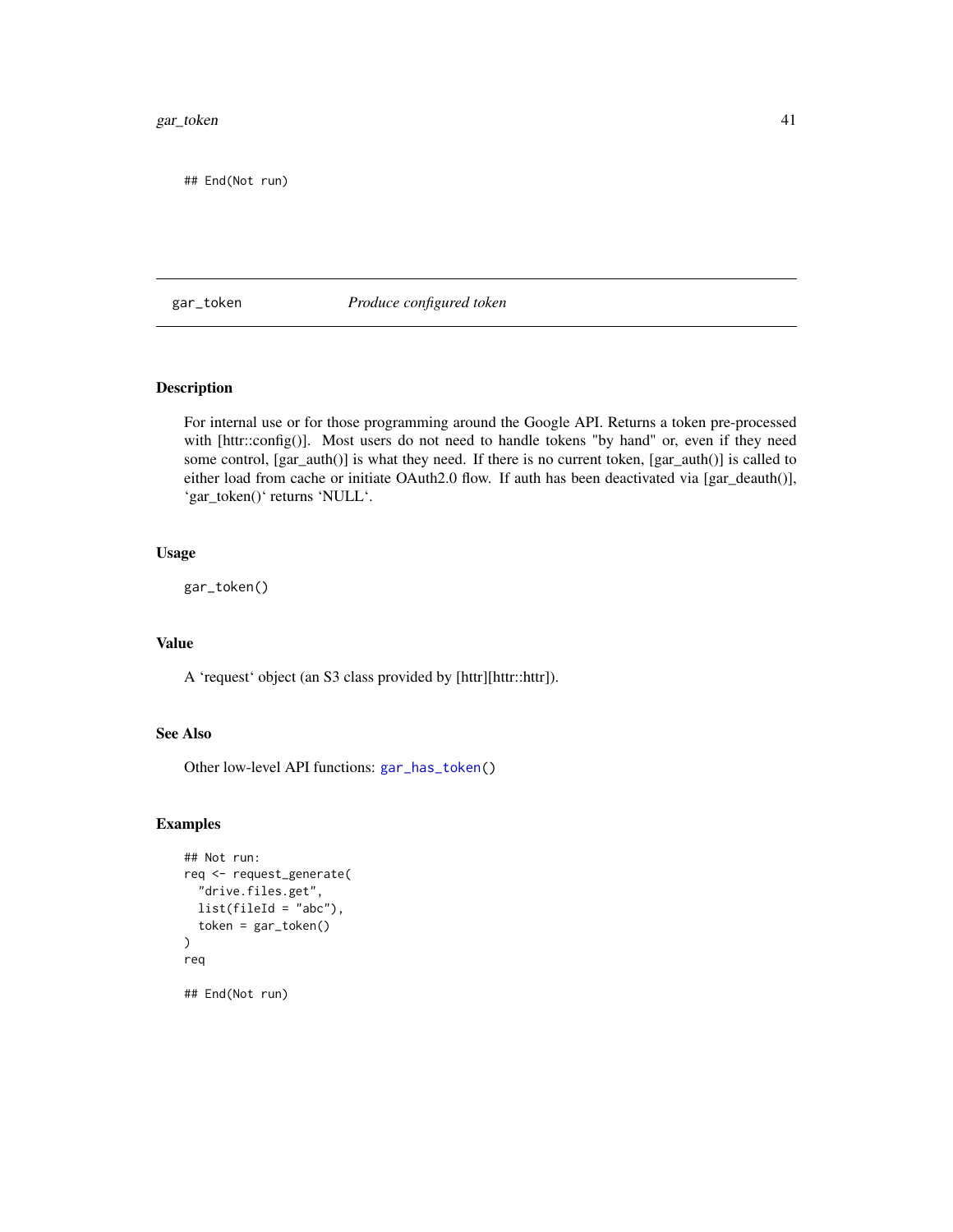```
## End(Not run)
```

## gar_token *Produce configured token*

### Description

For internal use or for those programming around the Google API. Returns a token pre-processed with [httr::config()]. Most users do not need to handle tokens "by hand" or, even if they need some control, [gar_auth()] is what they need. If there is no current token, [gar_auth()] is called to either load from cache or initiate OAuth2.0 flow. If auth has been deactivated via [gar_deauth()], `gar_token()` returns `NULL`.

### Usage

```
gar_token()
```

### Value

A `request` object (an S3 class provided by [httr][httr::httr]).

### See Also

Other low-level API functions: `gar_has_token()`

### Examples

```
## Not run:
req <- request_generate(
  "drive.files.get",
  list(fileId = "abc"),
  token = gar_token()
)
req

## End(Not run)
```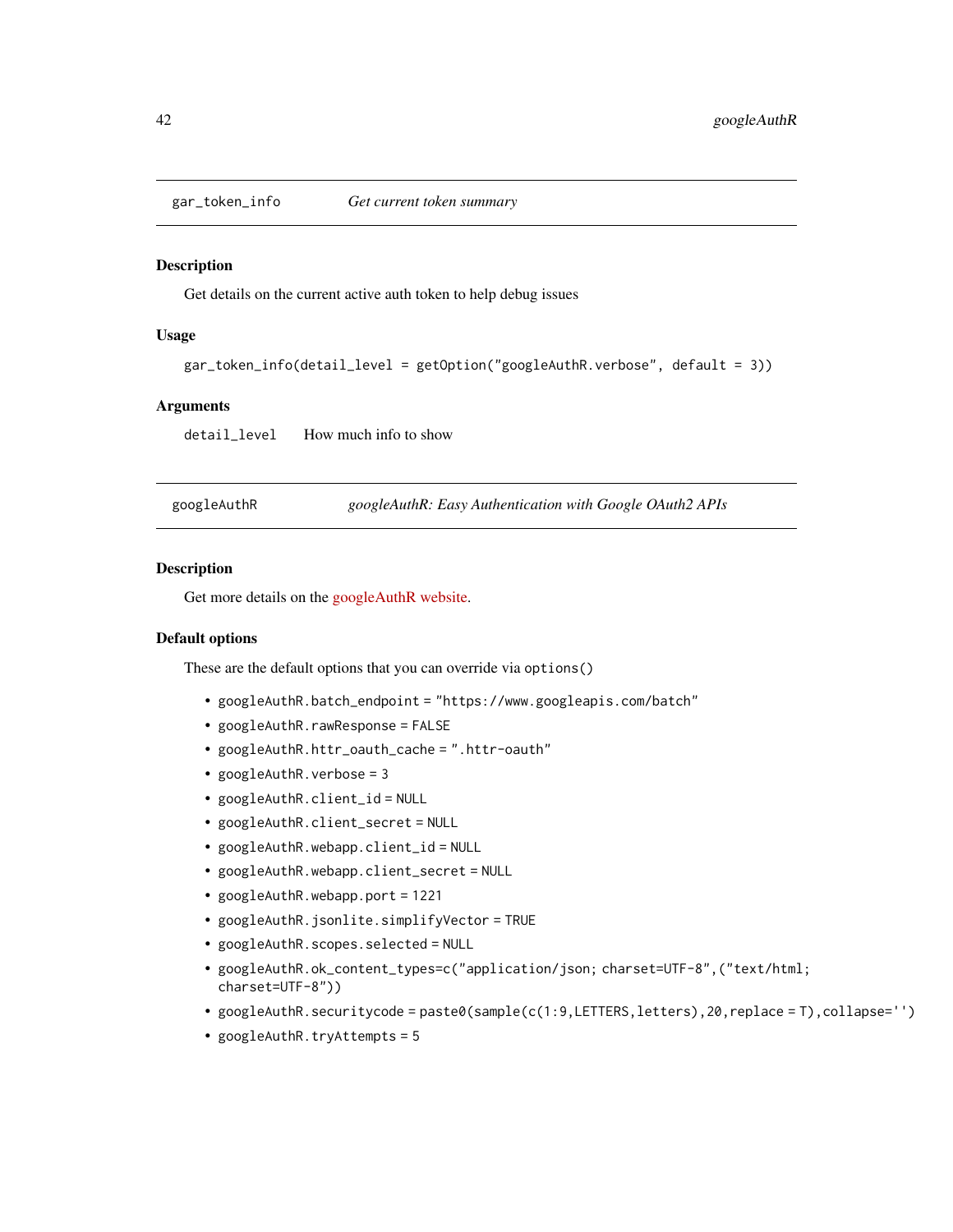## gar_token_info    *Get current token summary*

### Description

Get details on the current active auth token to help debug issues

### Usage

```
gar_token_info(detail_level = getOption("googleAuthR.verbose", default = 3))
```

### Arguments

| | |
|---|---|
| detail_level | How much info to show |

## googleAuthR    *googleAuthR: Easy Authentication with Google OAuth2 APIs*

### Description

Get more details on the googleAuthR website.

### Default options

These are the default options that you can override via `options()`

- `googleAuthR.batch_endpoint = "https://www.googleapis.com/batch"`
- `googleAuthR.rawResponse = FALSE`
- `googleAuthR.httr_oauth_cache = ".httr-oauth"`
- `googleAuthR.verbose = 3`
- `googleAuthR.client_id = NULL`
- `googleAuthR.client_secret = NULL`
- `googleAuthR.webapp.client_id = NULL`
- `googleAuthR.webapp.client_secret = NULL`
- `googleAuthR.webapp.port = 1221`
- `googleAuthR.jsonlite.simplifyVector = TRUE`
- `googleAuthR.scopes.selected = NULL`
- `googleAuthR.ok_content_types=c("application/json; charset=UTF-8",("text/html; charset=UTF-8"))`
- `googleAuthR.securitycode = paste0(sample(c(1:9,LETTERS,letters),20,replace = T),collapse='')`
- `googleAuthR.tryAttempts = 5`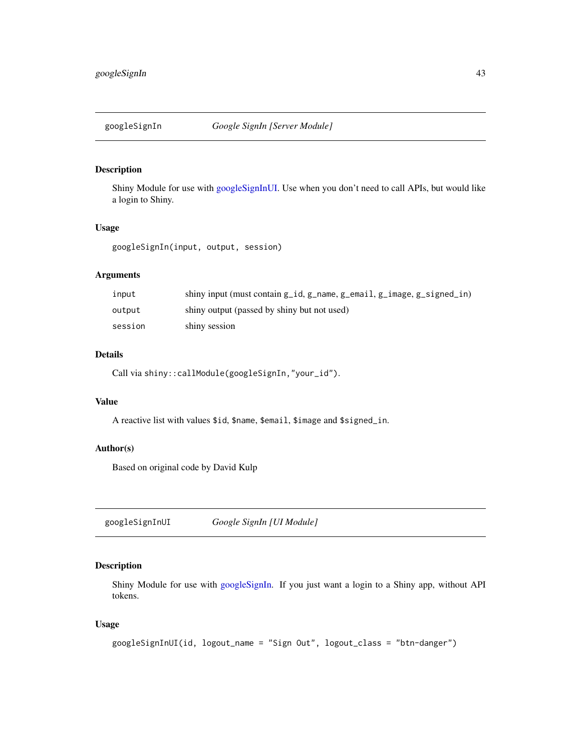## googleSignIn — *Google SignIn [Server Module]*

### Description

Shiny Module for use with googleSignInUI. Use when you don't need to call APIs, but would like a login to Shiny.

### Usage

```
googleSignIn(input, output, session)
```

### Arguments

| | |
|---|---|
| `input` | shiny input (must contain `g_id`, `g_name`, `g_email`, `g_image`, `g_signed_in`) |
| `output` | shiny output (passed by shiny but not used) |
| `session` | shiny session |

### Details

Call via `shiny::callModule(googleSignIn,"your_id")`.

### Value

A reactive list with values `$id`, `$name`, `$email`, `$image` and `$signed_in`.

### Author(s)

Based on original code by David Kulp

## googleSignInUI — *Google SignIn [UI Module]*

### Description

Shiny Module for use with googleSignIn. If you just want a login to a Shiny app, without API tokens.

### Usage

```
googleSignInUI(id, logout_name = "Sign Out", logout_class = "btn-danger")
```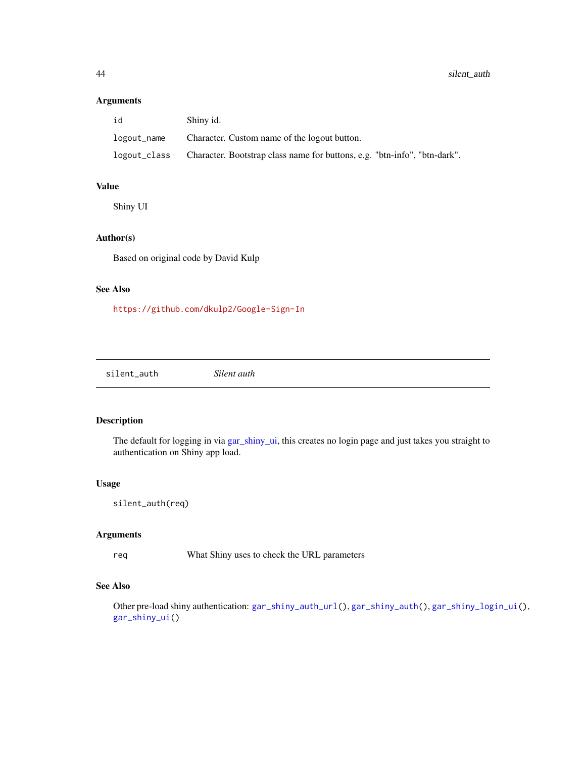### Arguments

| | |
|---|---|
| `id` | Shiny id. |
| `logout_name` | Character. Custom name of the logout button. |
| `logout_class` | Character. Bootstrap class name for buttons, e.g. "btn-info", "btn-dark". |

### Value

Shiny UI

### Author(s)

Based on original code by David Kulp

### See Also

https://github.com/dkulp2/Google-Sign-In

---

## `silent_auth` *Silent auth*

---

### Description

The default for logging in via gar_shiny_ui, this creates no login page and just takes you straight to authentication on Shiny app load.

### Usage

```
silent_auth(req)
```

### Arguments

| | |
|---|---|
| `req` | What Shiny uses to check the URL parameters |

### See Also

Other pre-load shiny authentication: `gar_shiny_auth_url()`, `gar_shiny_auth()`, `gar_shiny_login_ui()`, `gar_shiny_ui()`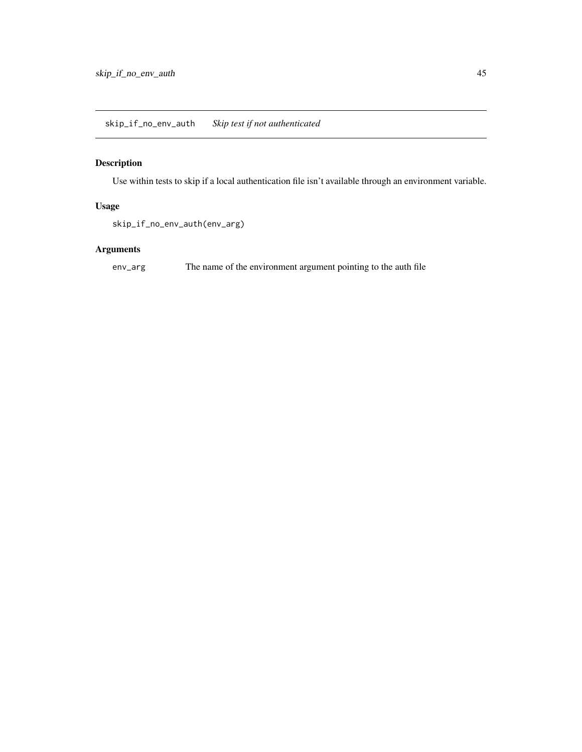## skip_if_no_env_auth — *Skip test if not authenticated*

### Description

Use within tests to skip if a local authentication file isn't available through an environment variable.

### Usage

```
skip_if_no_env_auth(env_arg)
```

### Arguments

| | |
|---|---|
| env_arg | The name of the environment argument pointing to the auth file |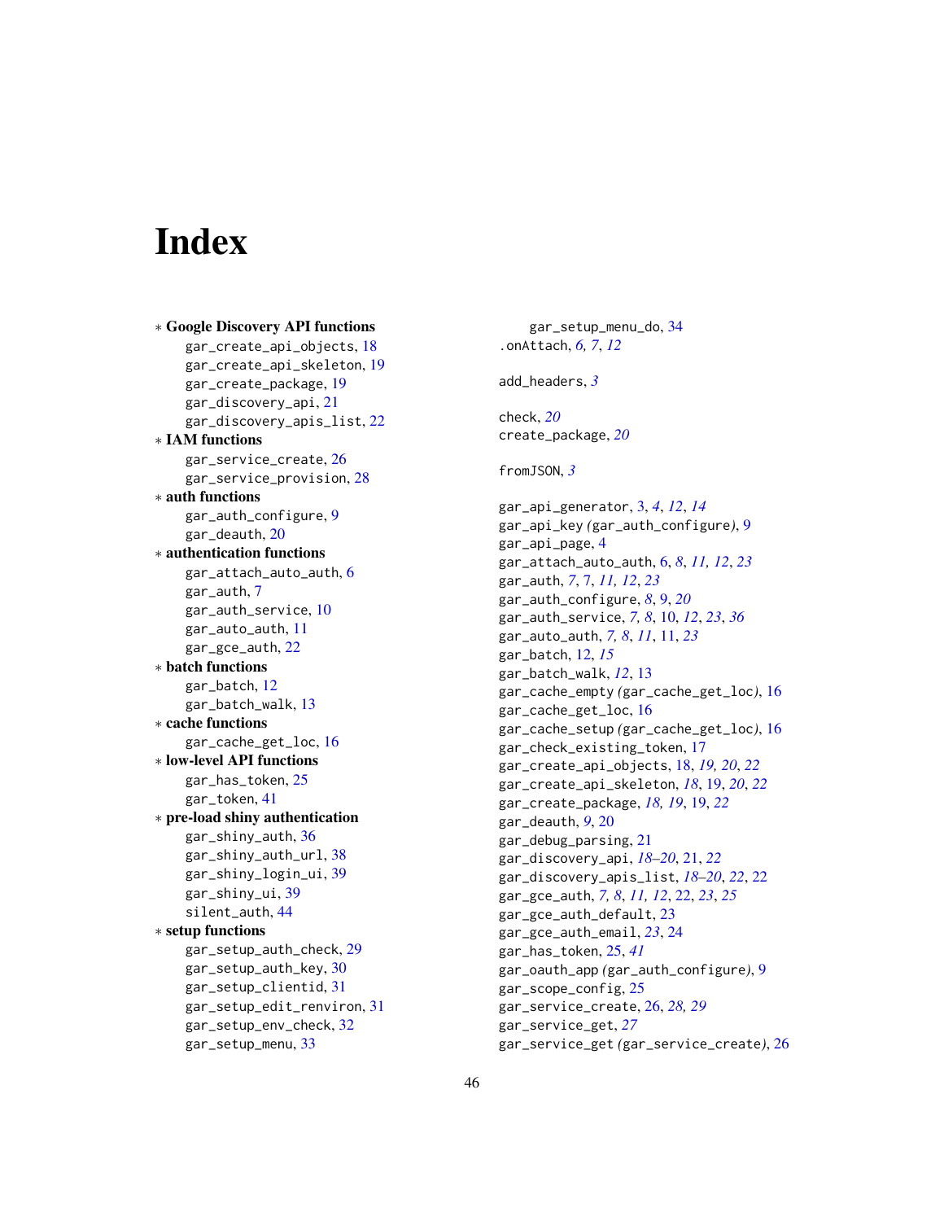# Index

* **Google Discovery API functions**
  - gar_create_api_objects, 18
  - gar_create_api_skeleton, 19
  - gar_create_package, 19
  - gar_discovery_api, 21
  - gar_discovery_apis_list, 22
* **IAM functions**
  - gar_service_create, 26
  - gar_service_provision, 28
* **auth functions**
  - gar_auth_configure, 9
  - gar_deauth, 20
* **authentication functions**
  - gar_attach_auto_auth, 6
  - gar_auth, 7
  - gar_auth_service, 10
  - gar_auto_auth, 11
  - gar_gce_auth, 22
* **batch functions**
  - gar_batch, 12
  - gar_batch_walk, 13
* **cache functions**
  - gar_cache_get_loc, 16
* **low-level API functions**
  - gar_has_token, 25
  - gar_token, 41
* **pre-load shiny authentication**
  - gar_shiny_auth, 36
  - gar_shiny_auth_url, 38
  - gar_shiny_login_ui, 39
  - gar_shiny_ui, 39
  - silent_auth, 44
* **setup functions**
  - gar_setup_auth_check, 29
  - gar_setup_auth_key, 30
  - gar_setup_clientid, 31
  - gar_setup_edit_renviron, 31
  - gar_setup_env_check, 32
  - gar_setup_menu, 33
  - gar_setup_menu_do, 34

.onAttach, *6, 7*, *12*

add_headers, *3*

check, *20*
create_package, *20*

fromJSON, *3*

gar_api_generator, 3, *4*, *12*, *14*
gar_api_key (gar_auth_configure), 9
gar_api_page, 4
gar_attach_auto_auth, 6, *8*, *11, 12*, *23*
gar_auth, *7*, 7, *11, 12*, *23*
gar_auth_configure, *8*, 9, *20*
gar_auth_service, *7, 8*, 10, *12*, *23*, *36*
gar_auto_auth, *7, 8*, *11*, 11, *23*
gar_batch, 12, *15*
gar_batch_walk, *12*, 13
gar_cache_empty (gar_cache_get_loc), 16
gar_cache_get_loc, 16
gar_cache_setup (gar_cache_get_loc), 16
gar_check_existing_token, 17
gar_create_api_objects, 18, *19, 20*, *22*
gar_create_api_skeleton, *18*, 19, *20*, *22*
gar_create_package, *18, 19*, 19, *22*
gar_deauth, *9*, 20
gar_debug_parsing, 21
gar_discovery_api, *18–20*, 21, *22*
gar_discovery_apis_list, *18–20*, *22*, 22
gar_gce_auth, *7, 8*, *11, 12*, 22, *23*, *25*
gar_gce_auth_default, 23
gar_gce_auth_email, *23*, 24
gar_has_token, 25, *41*
gar_oauth_app (gar_auth_configure), 9
gar_scope_config, 25
gar_service_create, 26, *28, 29*
gar_service_get, *27*
gar_service_get (gar_service_create), 26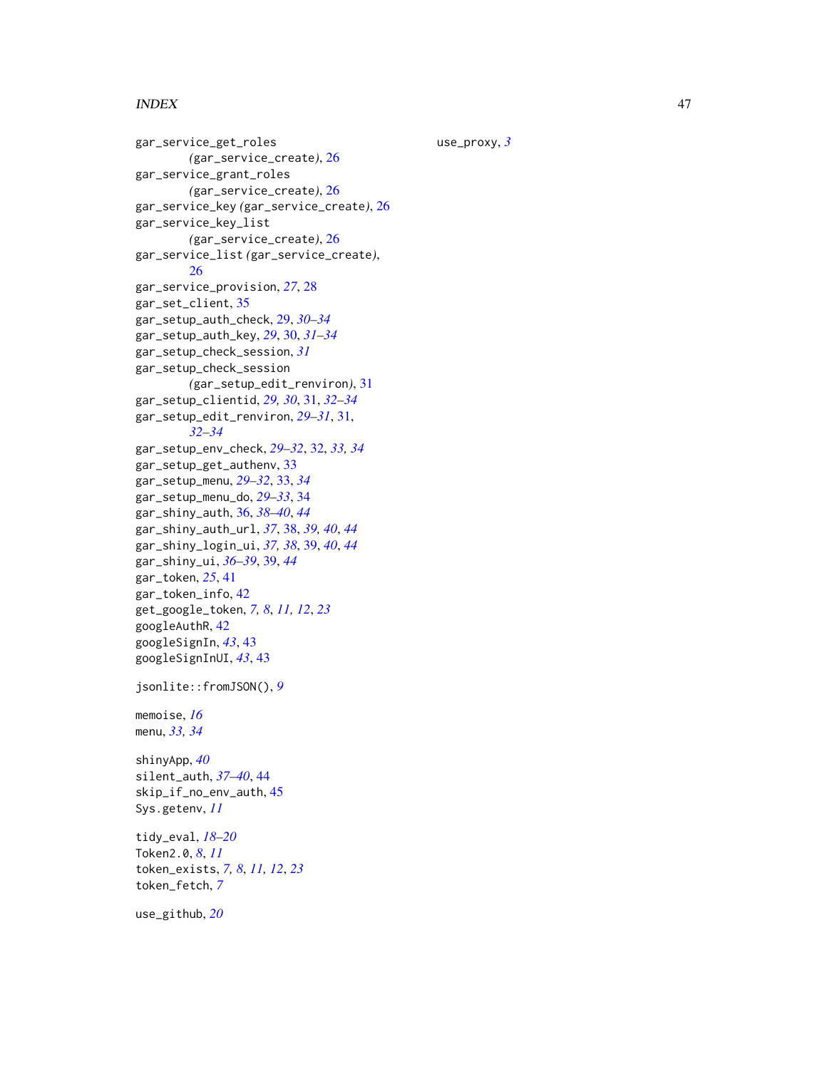gar_service_get_roles
(gar_service_create), 26
gar_service_grant_roles
(gar_service_create), 26
gar_service_key (gar_service_create), 26
gar_service_key_list
(gar_service_create), 26
gar_service_list (gar_service_create), 26
gar_service_provision, *27*, 28
gar_set_client, 35
gar_setup_auth_check, 29, *30–34*
gar_setup_auth_key, *29*, 30, *31–34*
gar_setup_check_session, *31*
gar_setup_check_session
(gar_setup_edit_renviron), 31
gar_setup_clientid, *29, 30*, 31, *32–34*
gar_setup_edit_renviron, *29–31*, 31, *32–34*
gar_setup_env_check, *29–32*, 32, *33, 34*
gar_setup_get_authenv, 33
gar_setup_menu, *29–32*, 33, *34*
gar_setup_menu_do, *29–33*, 34
gar_shiny_auth, 36, *38–40*, *44*
gar_shiny_auth_url, *37*, 38, *39, 40*, *44*
gar_shiny_login_ui, *37, 38*, 39, *40*, *44*
gar_shiny_ui, *36–39*, 39, *44*
gar_token, *25*, 41
gar_token_info, 42
get_google_token, *7, 8*, *11, 12*, *23*
googleAuthR, 42
googleSignIn, *43*, 43
googleSignInUI, *43*, 43

jsonlite::fromJSON(), *9*

memoise, *16*
menu, *33, 34*

shinyApp, *40*
silent_auth, *37–40*, 44
skip_if_no_env_auth, 45
Sys.getenv, *11*

tidy_eval, *18–20*
Token2.0, *8*, *11*
token_exists, *7, 8*, *11, 12*, *23*
token_fetch, *7*

use_github, *20*
use_proxy, *3*